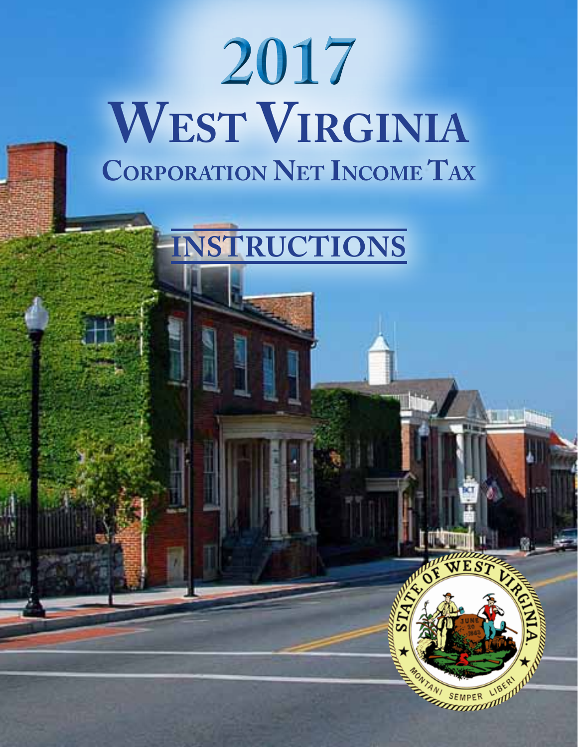# 2017

# West Virginia

## Corporation Net Income Tax

## INSTRUCTIONS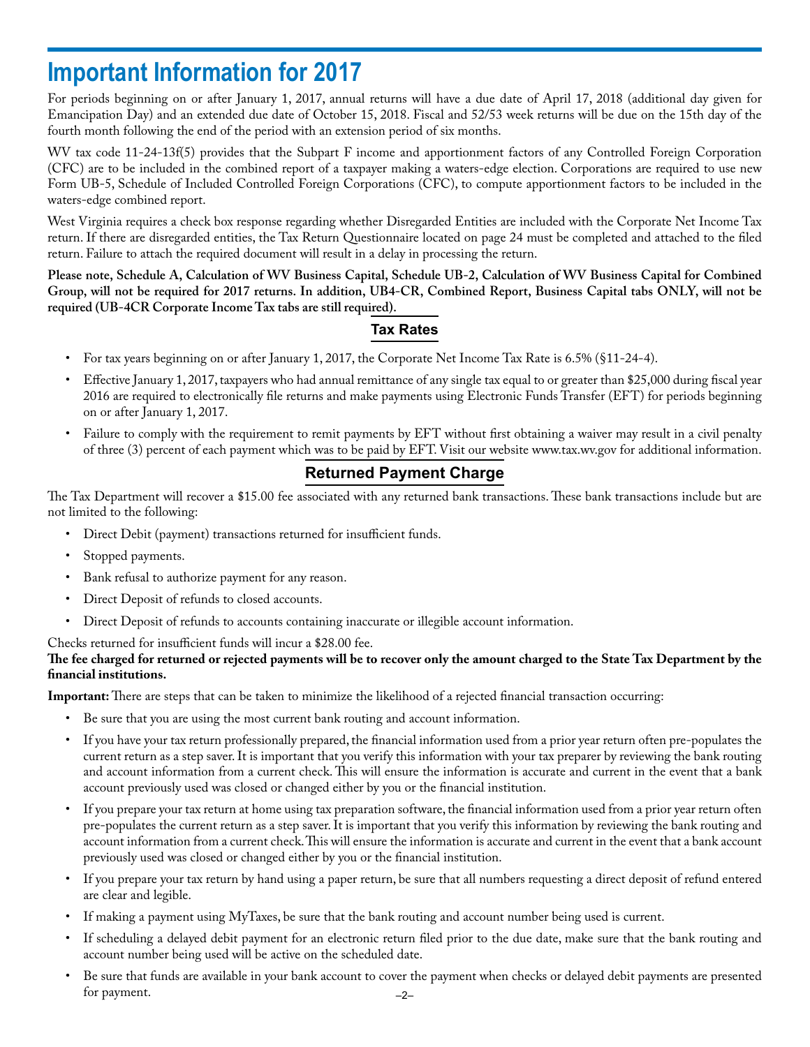# Important Information for 2017

For periods beginning on or after January 1, 2017, annual returns will have a due date of April 17, 2018 (additional day given for Emancipation Day) and an extended due date of October 15, 2018. Fiscal and 52/53 week returns will be due on the 15th day of the fourth month following the end of the period with an extension period of six months.

WV tax code 11-24-13f(5) provides that the Subpart F income and apportionment factors of any Controlled Foreign Corporation (CFC) are to be included in the combined report of a taxpayer making a waters-edge election. Corporations are required to use new Form UB-5, Schedule of Included Controlled Foreign Corporations (CFC), to compute apportionment factors to be included in the waters-edge combined report.

West Virginia requires a check box response regarding whether Disregarded Entities are included with the Corporate Net Income Tax return. If there are disregarded entities, the Tax Return Questionnaire located on page 24 must be completed and attached to the filed return. Failure to attach the required document will result in a delay in processing the return.

**Please note, Schedule A, Calculation of WV Business Capital, Schedule UB-2, Calculation of WV Business Capital for Combined Group, will not be required for 2017 returns. In addition, UB4-CR, Combined Report, Business Capital tabs ONLY, will not be required (UB-4CR Corporate Income Tax tabs are still required).**

## Tax Rates

- For tax years beginning on or after January 1, 2017, the Corporate Net Income Tax Rate is 6.5% (§11-24-4).
- Effective January 1, 2017, taxpayers who had annual remittance of any single tax equal to or greater than $25,000 during fiscal year 2016 are required to electronically file returns and make payments using Electronic Funds Transfer (EFT) for periods beginning on or after January 1, 2017.
- Failure to comply with the requirement to remit payments by EFT without first obtaining a waiver may result in a civil penalty of three (3) percent of each payment which was to be paid by EFT. Visit our website www.tax.wv.gov for additional information.

## Returned Payment Charge

The Tax Department will recover a $15.00 fee associated with any returned bank transactions. These bank transactions include but are not limited to the following:

- Direct Debit (payment) transactions returned for insufficient funds.
- Stopped payments.
- Bank refusal to authorize payment for any reason.
- Direct Deposit of refunds to closed accounts.
- Direct Deposit of refunds to accounts containing inaccurate or illegible account information.

Checks returned for insufficient funds will incur a $28.00 fee.

**The fee charged for returned or rejected payments will be to recover only the amount charged to the State Tax Department by the financial institutions.**

**Important:** There are steps that can be taken to minimize the likelihood of a rejected financial transaction occurring:

- Be sure that you are using the most current bank routing and account information.
- If you have your tax return professionally prepared, the financial information used from a prior year return often pre-populates the current return as a step saver. It is important that you verify this information with your tax preparer by reviewing the bank routing and account information from a current check. This will ensure the information is accurate and current in the event that a bank account previously used was closed or changed either by you or the financial institution.
- If you prepare your tax return at home using tax preparation software, the financial information used from a prior year return often pre-populates the current return as a step saver. It is important that you verify this information by reviewing the bank routing and account information from a current check. This will ensure the information is accurate and current in the event that a bank account previously used was closed or changed either by you or the financial institution.
- If you prepare your tax return by hand using a paper return, be sure that all numbers requesting a direct deposit of refund entered are clear and legible.
- If making a payment using MyTaxes, be sure that the bank routing and account number being used is current.
- If scheduling a delayed debit payment for an electronic return filed prior to the due date, make sure that the bank routing and account number being used will be active on the scheduled date.
- Be sure that funds are available in your bank account to cover the payment when checks or delayed debit payments are presented for payment.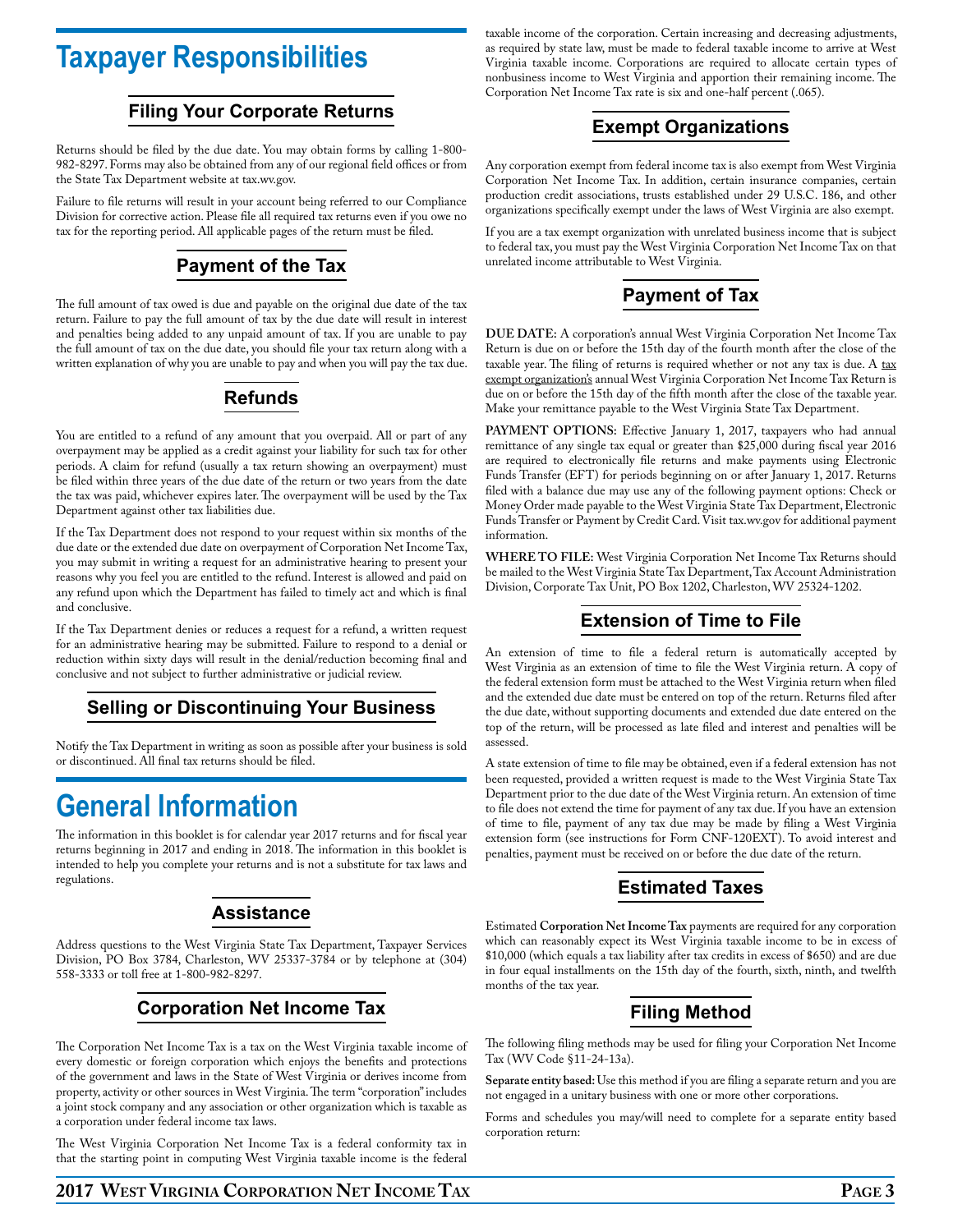# Taxpayer Responsibilities

## Filing Your Corporate Returns

Returns should be filed by the due date. You may obtain forms by calling 1-800-982-8297. Forms may also be obtained from any of our regional field offices or from the State Tax Department website at tax.wv.gov.

Failure to file returns will result in your account being referred to our Compliance Division for corrective action. Please file all required tax returns even if you owe no tax for the reporting period. All applicable pages of the return must be filed.

## Payment of the Tax

The full amount of tax owed is due and payable on the original due date of the tax return. Failure to pay the full amount of tax by the due date will result in interest and penalties being added to any unpaid amount of tax. If you are unable to pay the full amount of tax on the due date, you should file your tax return along with a written explanation of why you are unable to pay and when you will pay the tax due.

## Refunds

You are entitled to a refund of any amount that you overpaid. All or part of any overpayment may be applied as a credit against your liability for such tax for other periods. A claim for refund (usually a tax return showing an overpayment) must be filed within three years of the due date of the return or two years from the date the tax was paid, whichever expires later. The overpayment will be used by the Tax Department against other tax liabilities due.

If the Tax Department does not respond to your request within six months of the due date or the extended due date on overpayment of Corporation Net Income Tax, you may submit in writing a request for an administrative hearing to present your reasons why you feel you are entitled to the refund. Interest is allowed and paid on any refund upon which the Department has failed to timely act and which is final and conclusive.

If the Tax Department denies or reduces a request for a refund, a written request for an administrative hearing may be submitted. Failure to respond to a denial or reduction within sixty days will result in the denial/reduction becoming final and conclusive and not subject to further administrative or judicial review.

## Selling or Discontinuing Your Business

Notify the Tax Department in writing as soon as possible after your business is sold or discontinued. All final tax returns should be filed.

# General Information

The information in this booklet is for calendar year 2017 returns and for fiscal year returns beginning in 2017 and ending in 2018. The information in this booklet is intended to help you complete your returns and is not a substitute for tax laws and regulations.

## Assistance

Address questions to the West Virginia State Tax Department, Taxpayer Services Division, PO Box 3784, Charleston, WV 25337-3784 or by telephone at (304) 558-3333 or toll free at 1-800-982-8297.

## Corporation Net Income Tax

The Corporation Net Income Tax is a tax on the West Virginia taxable income of every domestic or foreign corporation which enjoys the benefits and protections of the government and laws in the State of West Virginia or derives income from property, activity or other sources in West Virginia. The term "corporation" includes a joint stock company and any association or other organization which is taxable as a corporation under federal income tax laws.

The West Virginia Corporation Net Income Tax is a federal conformity tax in that the starting point in computing West Virginia taxable income is the federal taxable income of the corporation. Certain increasing and decreasing adjustments, as required by state law, must be made to federal taxable income to arrive at West Virginia taxable income. Corporations are required to allocate certain types of nonbusiness income to West Virginia and apportion their remaining income. The Corporation Net Income Tax rate is six and one-half percent (.065).

## Exempt Organizations

Any corporation exempt from federal income tax is also exempt from West Virginia Corporation Net Income Tax. In addition, certain insurance companies, certain production credit associations, trusts established under 29 U.S.C. 186, and other organizations specifically exempt under the laws of West Virginia are also exempt.

If you are a tax exempt organization with unrelated business income that is subject to federal tax, you must pay the West Virginia Corporation Net Income Tax on that unrelated income attributable to West Virginia.

## Payment of Tax

**DUE DATE:** A corporation's annual West Virginia Corporation Net Income Tax Return is due on or before the 15th day of the fourth month after the close of the taxable year. The filing of returns is required whether or not any tax is due. A <u>tax exempt organization's</u> annual West Virginia Corporation Net Income Tax Return is due on or before the 15th day of the fifth month after the close of the taxable year. Make your remittance payable to the West Virginia State Tax Department.

**PAYMENT OPTIONS:** Effective January 1, 2017, taxpayers who had annual remittance of any single tax equal or greater than $25,000 during fiscal year 2016 are required to electronically file returns and make payments using Electronic Funds Transfer (EFT) for periods beginning on or after January 1, 2017. Returns filed with a balance due may use any of the following payment options: Check or Money Order made payable to the West Virginia State Tax Department, Electronic Funds Transfer or Payment by Credit Card. Visit tax.wv.gov for additional payment information.

**WHERE TO FILE:** West Virginia Corporation Net Income Tax Returns should be mailed to the West Virginia State Tax Department, Tax Account Administration Division, Corporate Tax Unit, PO Box 1202, Charleston, WV 25324-1202.

## Extension of Time to File

An extension of time to file a federal return is automatically accepted by West Virginia as an extension of time to file the West Virginia return. A copy of the federal extension form must be attached to the West Virginia return when filed and the extended due date must be entered on top of the return. Returns filed after the due date, without supporting documents and extended due date entered on the top of the return, will be processed as late filed and interest and penalties will be assessed.

A state extension of time to file may be obtained, even if a federal extension has not been requested, provided a written request is made to the West Virginia State Tax Department prior to the due date of the West Virginia return. An extension of time to file does not extend the time for payment of any tax due. If you have an extension of time to file, payment of any tax due may be made by filing a West Virginia extension form (see instructions for Form CNF-120EXT). To avoid interest and penalties, payment must be received on or before the due date of the return.

## Estimated Taxes

Estimated **Corporation Net Income Tax** payments are required for any corporation which can reasonably expect its West Virginia taxable income to be in excess of $10,000 (which equals a tax liability after tax credits in excess of $650) and are due in four equal installments on the 15th day of the fourth, sixth, ninth, and twelfth months of the tax year.

## Filing Method

The following filing methods may be used for filing your Corporation Net Income Tax (WV Code §11-24-13a).

**Separate entity based:** Use this method if you are filing a separate return and you are not engaged in a unitary business with one or more other corporations.

Forms and schedules you may/will need to complete for a separate entity based corporation return: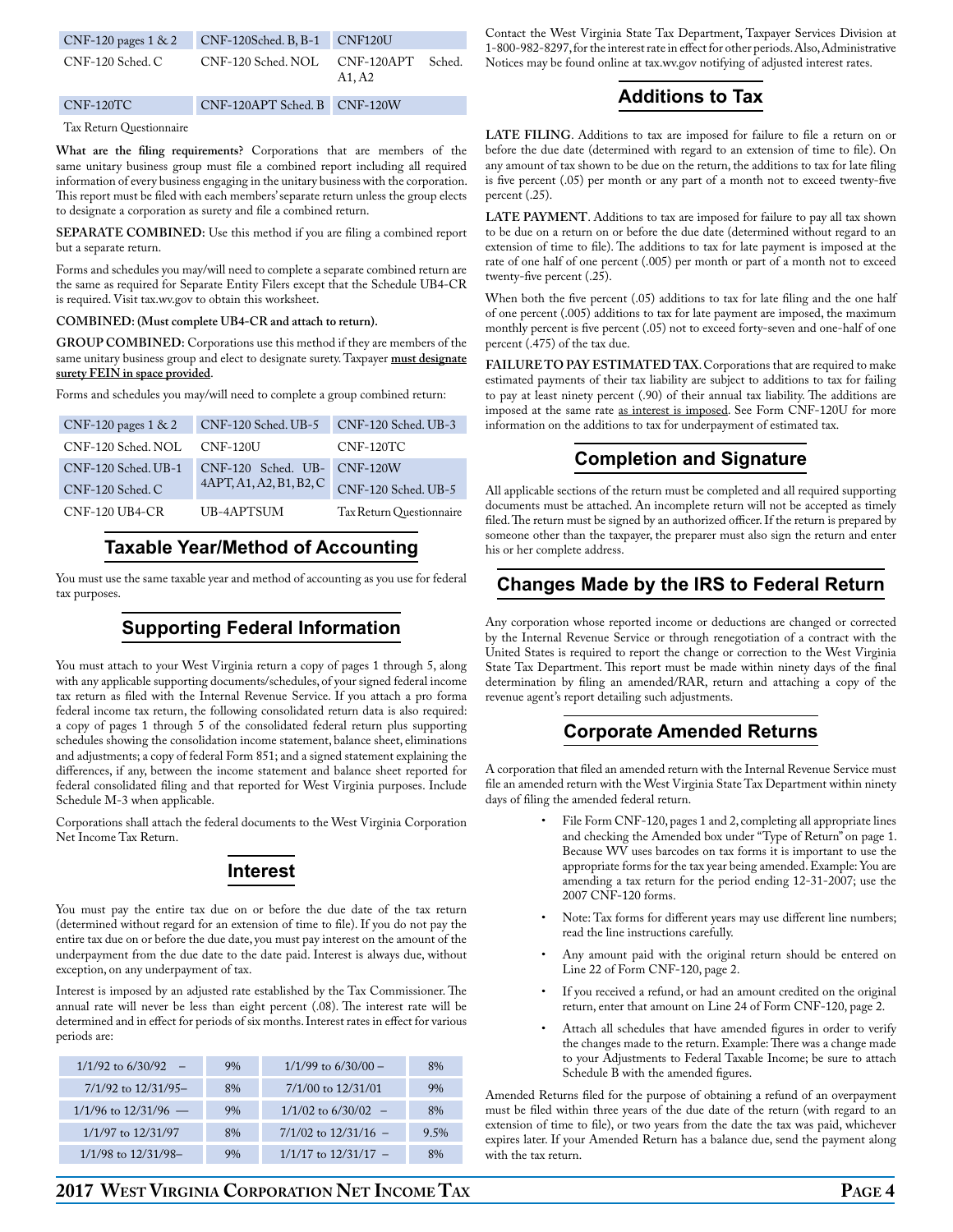| | | |
|---|---|---|
| CNF-120 pages 1 & 2 | CNF-120Sched. B, B-1 | CNF120U |
| CNF-120 Sched. C | CNF-120 Sched. NOL | CNF-120APT Sched. A1, A2 |
| CNF-120TC | CNF-120APT Sched. B | CNF-120W |

Tax Return Questionnaire

**What are the filing requirements?** Corporations that are members of the same unitary business group must file a combined report including all required information of every business engaging in the unitary business with the corporation. This report must be filed with each members' separate return unless the group elects to designate a corporation as surety and file a combined return.

**SEPARATE COMBINED:** Use this method if you are filing a combined report but a separate return.

Forms and schedules you may/will need to complete a separate combined return are the same as required for Separate Entity Filers except that the Schedule UB4-CR is required. Visit tax.wv.gov to obtain this worksheet.

**COMBINED: (Must complete UB4-CR and attach to return).**

**GROUP COMBINED:** Corporations use this method if they are members of the same unitary business group and elect to designate surety. Taxpayer **must designate surety FEIN in space provided**.

Forms and schedules you may/will need to complete a group combined return:

| | | |
|---|---|---|
| CNF-120 pages 1 & 2 | CNF-120 Sched. UB-5 | CNF-120 Sched. UB-3 |
| CNF-120 Sched. NOL | CNF-120U | CNF-120TC |
| CNF-120 Sched. UB-1 | CNF-120 Sched. UB-4APT, A1, A2, B1, B2, C | CNF-120W |
| CNF-120 Sched. C | | CNF-120 Sched. UB-5 |
| CNF-120 UB4-CR | UB-4APTSUM | Tax Return Questionnaire |

## Taxable Year/Method of Accounting

You must use the same taxable year and method of accounting as you use for federal tax purposes.

## Supporting Federal Information

You must attach to your West Virginia return a copy of pages 1 through 5, along with any applicable supporting documents/schedules, of your signed federal income tax return as filed with the Internal Revenue Service. If you attach a pro forma federal income tax return, the following consolidated return data is also required: a copy of pages 1 through 5 of the consolidated federal return plus supporting schedules showing the consolidation income statement, balance sheet, eliminations and adjustments; a copy of federal Form 851; and a signed statement explaining the differences, if any, between the income statement and balance sheet reported for federal consolidated filing and that reported for West Virginia purposes. Include Schedule M-3 when applicable.

Corporations shall attach the federal documents to the West Virginia Corporation Net Income Tax Return.

## Interest

You must pay the entire tax due on or before the due date of the tax return (determined without regard for an extension of time to file). If you do not pay the entire tax due on or before the due date, you must pay interest on the amount of the underpayment from the due date to the date paid. Interest is always due, without exception, on any underpayment of tax.

Interest is imposed by an adjusted rate established by the Tax Commissioner. The annual rate will never be less than eight percent (.08). The interest rate will be determined and in effect for periods of six months. Interest rates in effect for various periods are:

| | | | |
|---|---|---|---|
| 1/1/92 to 6/30/92 – | 9% | 1/1/99 to 6/30/00 – | 8% |
| 7/1/92 to 12/31/95– | 8% | 7/1/00 to 12/31/01 | 9% |
| 1/1/96 to 12/31/96 — | 9% | 1/1/02 to 6/30/02 – | 8% |
| 1/1/97 to 12/31/97 | 8% | 7/1/02 to 12/31/16 – | 9.5% |
| 1/1/98 to 12/31/98– | 9% | 1/1/17 to 12/31/17 – | 8% |

Contact the West Virginia State Tax Department, Taxpayer Services Division at 1-800-982-8297, for the interest rate in effect for other periods. Also, Administrative Notices may be found online at tax.wv.gov notifying of adjusted interest rates.

## Additions to Tax

**LATE FILING**. Additions to tax are imposed for failure to file a return on or before the due date (determined with regard to an extension of time to file). On any amount of tax shown to be due on the return, the additions to tax for late filing is five percent (.05) per month or any part of a month not to exceed twenty-five percent (.25).

**LATE PAYMENT**. Additions to tax are imposed for failure to pay all tax shown to be due on a return on or before the due date (determined without regard to an extension of time to file). The additions to tax for late payment is imposed at the rate of one half of one percent (.005) per month or part of a month not to exceed twenty-five percent (.25).

When both the five percent (.05) additions to tax for late filing and the one half of one percent (.005) additions to tax for late payment are imposed, the maximum monthly percent is five percent (.05) not to exceed forty-seven and one-half of one percent (.475) of the tax due.

**FAILURE TO PAY ESTIMATED TAX**. Corporations that are required to make estimated payments of their tax liability are subject to additions to tax for failing to pay at least ninety percent (.90) of their annual tax liability. The additions are imposed at the same rate as interest is imposed. See Form CNF-120U for more information on the additions to tax for underpayment of estimated tax.

## Completion and Signature

All applicable sections of the return must be completed and all required supporting documents must be attached. An incomplete return will not be accepted as timely filed. The return must be signed by an authorized officer. If the return is prepared by someone other than the taxpayer, the preparer must also sign the return and enter his or her complete address.

## Changes Made by the IRS to Federal Return

Any corporation whose reported income or deductions are changed or corrected by the Internal Revenue Service or through renegotiation of a contract with the United States is required to report the change or correction to the West Virginia State Tax Department. This report must be made within ninety days of the final determination by filing an amended/RAR, return and attaching a copy of the revenue agent's report detailing such adjustments.

## Corporate Amended Returns

A corporation that filed an amended return with the Internal Revenue Service must file an amended return with the West Virginia State Tax Department within ninety days of filing the amended federal return.

- File Form CNF-120, pages 1 and 2, completing all appropriate lines and checking the Amended box under "Type of Return" on page 1. Because WV uses barcodes on tax forms it is important to use the appropriate forms for the tax year being amended. Example: You are amending a tax return for the period ending 12-31-2007; use the 2007 CNF-120 forms.
- Note: Tax forms for different years may use different line numbers; read the line instructions carefully.
- Any amount paid with the original return should be entered on Line 22 of Form CNF-120, page 2.
- If you received a refund, or had an amount credited on the original return, enter that amount on Line 24 of Form CNF-120, page 2.
- Attach all schedules that have amended figures in order to verify the changes made to the return. Example: There was a change made to your Adjustments to Federal Taxable Income; be sure to attach Schedule B with the amended figures.

Amended Returns filed for the purpose of obtaining a refund of an overpayment must be filed within three years of the due date of the return (with regard to an extension of time to file), or two years from the date the tax was paid, whichever expires later. If your Amended Return has a balance due, send the payment along with the tax return.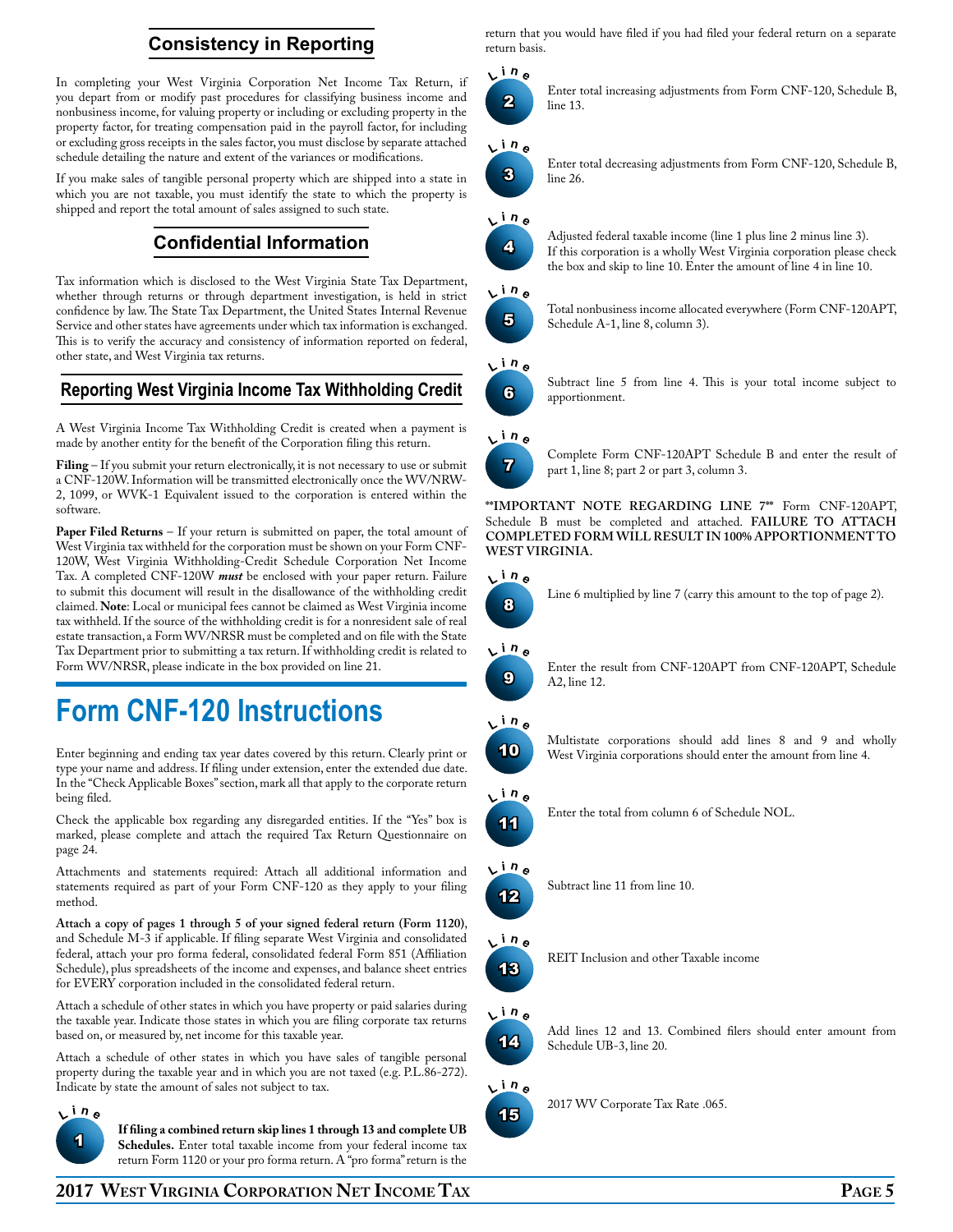## Consistency in Reporting

In completing your West Virginia Corporation Net Income Tax Return, if you depart from or modify past procedures for classifying business income and nonbusiness income, for valuing property or including or excluding property in the property factor, for treating compensation paid in the payroll factor, for including or excluding gross receipts in the sales factor, you must disclose by separate attached schedule detailing the nature and extent of the variances or modifications.

If you make sales of tangible personal property which are shipped into a state in which you are not taxable, you must identify the state to which the property is shipped and report the total amount of sales assigned to such state.

## Confidential Information

Tax information which is disclosed to the West Virginia State Tax Department, whether through returns or through department investigation, is held in strict confidence by law. The State Tax Department, the United States Internal Revenue Service and other states have agreements under which tax information is exchanged. This is to verify the accuracy and consistency of information reported on federal, other state, and West Virginia tax returns.

## Reporting West Virginia Income Tax Withholding Credit

A West Virginia Income Tax Withholding Credit is created when a payment is made by another entity for the benefit of the Corporation filing this return.

**Filing** – If you submit your return electronically, it is not necessary to use or submit a CNF-120W. Information will be transmitted electronically once the WV/NRW-2, 1099, or WVK-1 Equivalent issued to the corporation is entered within the software.

**Paper Filed Returns** – If your return is submitted on paper, the total amount of West Virginia tax withheld for the corporation must be shown on your Form CNF-120W, West Virginia Withholding-Credit Schedule Corporation Net Income Tax. A completed CNF-120W ***must*** be enclosed with your paper return. Failure to submit this document will result in the disallowance of the withholding credit claimed. **Note**: Local or municipal fees cannot be claimed as West Virginia income tax withheld. If the source of the withholding credit is for a nonresident sale of real estate transaction, a Form WV/NRSR must be completed and on file with the State Tax Department prior to submitting a tax return. If withholding credit is related to Form WV/NRSR, please indicate in the box provided on line 21.

# Form CNF-120 Instructions

Enter beginning and ending tax year dates covered by this return. Clearly print or type your name and address. If filing under extension, enter the extended due date. In the "Check Applicable Boxes" section, mark all that apply to the corporate return being filed.

Check the applicable box regarding any disregarded entities. If the "Yes" box is marked, please complete and attach the required Tax Return Questionnaire on page 24.

Attachments and statements required: Attach all additional information and statements required as part of your Form CNF-120 as they apply to your filing method.

**Attach a copy of pages 1 through 5 of your signed federal return (Form 1120)**, and Schedule M-3 if applicable. If filing separate West Virginia and consolidated federal, attach your pro forma federal, consolidated federal Form 851 (Affiliation Schedule), plus spreadsheets of the income and expenses, and balance sheet entries for EVERY corporation included in the consolidated federal return.

Attach a schedule of other states in which you have property or paid salaries during the taxable year. Indicate those states in which you are filing corporate tax returns based on, or measured by, net income for this taxable year.

Attach a schedule of other states in which you have sales of tangible personal property during the taxable year and in which you are not taxed (e.g. P.L.86-272). Indicate by state the amount of sales not subject to tax.

**Line 1** — **If filing a combined return skip lines 1 through 13 and complete UB Schedules.** Enter total taxable income from your federal income tax return Form 1120 or your pro forma return. A "pro forma" return is the return that you would have filed if you had filed your federal return on a separate return basis.

**Line 2** — Enter total increasing adjustments from Form CNF-120, Schedule B, line 13.

**Line 3** — Enter total decreasing adjustments from Form CNF-120, Schedule B, line 26.

**Line 4** — Adjusted federal taxable income (line 1 plus line 2 minus line 3). If this corporation is a wholly West Virginia corporation please check the box and skip to line 10. Enter the amount of line 4 in line 10.

**Line 5** — Total nonbusiness income allocated everywhere (Form CNF-120APT, Schedule A-1, line 8, column 3).

**Line 6** — Subtract line 5 from line 4. This is your total income subject to apportionment.

**Line 7** — Complete Form CNF-120APT Schedule B and enter the result of part 1, line 8; part 2 or part 3, column 3.

****IMPORTANT NOTE REGARDING LINE 7**** Form CNF-120APT, Schedule B must be completed and attached. **FAILURE TO ATTACH COMPLETED FORM WILL RESULT IN 100% APPORTIONMENT TO WEST VIRGINIA.**

**Line 8** — Line 6 multiplied by line 7 (carry this amount to the top of page 2).

**Line 9** — Enter the result from CNF-120APT from CNF-120APT, Schedule A2, line 12.

**Line 10** — Multistate corporations should add lines 8 and 9 and wholly West Virginia corporations should enter the amount from line 4.

**Line 11** — Enter the total from column 6 of Schedule NOL.

**Line 12** — Subtract line 11 from line 10.

**Line 13** — REIT Inclusion and other Taxable income

**Line 14** — Add lines 12 and 13. Combined filers should enter amount from Schedule UB-3, line 20.

**Line 15** — 2017 WV Corporate Tax Rate .065.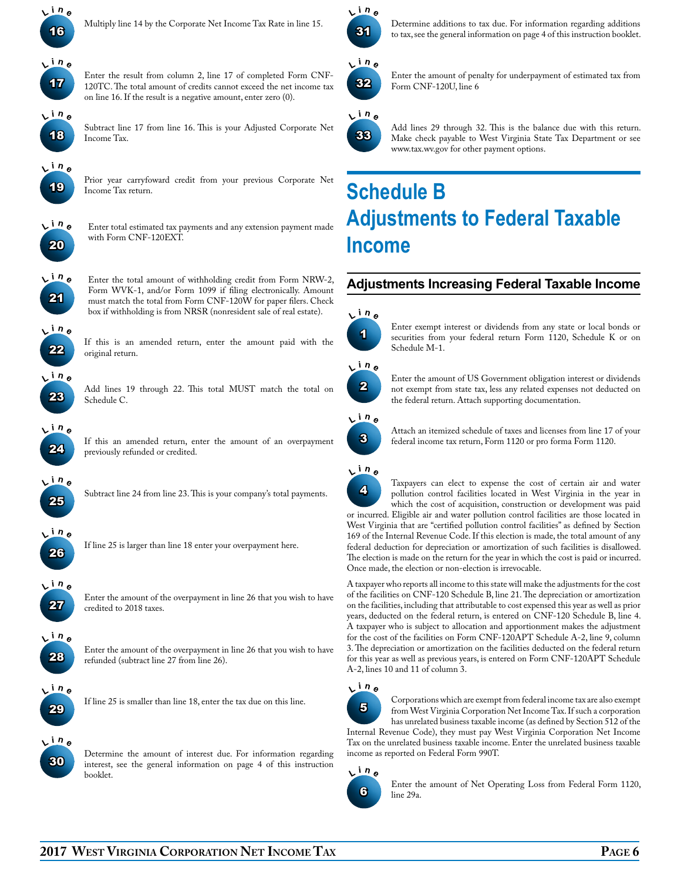**Line 16** Multiply line 14 by the Corporate Net Income Tax Rate in line 15.

**Line 17** Enter the result from column 2, line 17 of completed Form CNF-120TC. The total amount of credits cannot exceed the net income tax on line 16. If the result is a negative amount, enter zero (0).

**Line 18** Subtract line 17 from line 16. This is your Adjusted Corporate Net Income Tax.

**Line 19** Prior year carryfoward credit from your previous Corporate Net Income Tax return.

**Line 20** Enter total estimated tax payments and any extension payment made with Form CNF-120EXT.

**Line 21** Enter the total amount of withholding credit from Form NRW-2, Form WVK-1, and/or Form 1099 if filing electronically. Amount must match the total from Form CNF-120W for paper filers. Check box if withholding is from NRSR (nonresident sale of real estate).

**Line 22** If this is an amended return, enter the amount paid with the original return.

**Line 23** Add lines 19 through 22. This total MUST match the total on Schedule C.

**Line 24** If this an amended return, enter the amount of an overpayment previously refunded or credited.

**Line 25** Subtract line 24 from line 23. This is your company's total payments.

**Line 26** If line 25 is larger than line 18 enter your overpayment here.

**Line 27** Enter the amount of the overpayment in line 26 that you wish to have credited to 2018 taxes.

**Line 28** Enter the amount of the overpayment in line 26 that you wish to have refunded (subtract line 27 from line 26).

**Line 29** If line 25 is smaller than line 18, enter the tax due on this line.

**Line 30** Determine the amount of interest due. For information regarding interest, see the general information on page 4 of this instruction booklet.

**Line 31** Determine additions to tax due. For information regarding additions to tax, see the general information on page 4 of this instruction booklet.

**Line 32** Enter the amount of penalty for underpayment of estimated tax from Form CNF-120U, line 6

**Line 33** Add lines 29 through 32. This is the balance due with this return. Make check payable to West Virginia State Tax Department or see www.tax.wv.gov for other payment options.

# Schedule B Adjustments to Federal Taxable Income

## Adjustments Increasing Federal Taxable Income

**Line 1** Enter exempt interest or dividends from any state or local bonds or securities from your federal return Form 1120, Schedule K or on Schedule M-1.

**Line 2** Enter the amount of US Government obligation interest or dividends not exempt from state tax, less any related expenses not deducted on the federal return. Attach supporting documentation.

**Line 3** Attach an itemized schedule of taxes and licenses from line 17 of your federal income tax return, Form 1120 or pro forma Form 1120.

**Line 4** Taxpayers can elect to expense the cost of certain air and water pollution control facilities located in West Virginia in the year in which the cost of acquisition, construction or development was paid or incurred. Eligible air and water pollution control facilities are those located in West Virginia that are "certified pollution control facilities" as defined by Section 169 of the Internal Revenue Code. If this election is made, the total amount of any federal deduction for depreciation or amortization of such facilities is disallowed. The election is made on the return for the year in which the cost is paid or incurred. Once made, the election or non-election is irrevocable.

A taxpayer who reports all income to this state will make the adjustments for the cost of the facilities on CNF-120 Schedule B, line 21. The depreciation or amortization on the facilities, including that attributable to cost expensed this year as well as prior years, deducted on the federal return, is entered on CNF-120 Schedule B, line 4. A taxpayer who is subject to allocation and apportionment makes the adjustment for the cost of the facilities on Form CNF-120APT Schedule A-2, line 9, column 3. The depreciation or amortization on the facilities deducted on the federal return for this year as well as previous years, is entered on Form CNF-120APT Schedule A-2, lines 10 and 11 of column 3.

**Line 5** Corporations which are exempt from federal income tax are also exempt from West Virginia Corporation Net Income Tax. If such a corporation has unrelated business taxable income (as defined by Section 512 of the Internal Revenue Code), they must pay West Virginia Corporation Net Income Tax on the unrelated business taxable income. Enter the unrelated business taxable income as reported on Federal Form 990T.

**Line 6** Enter the amount of Net Operating Loss from Federal Form 1120, line 29a.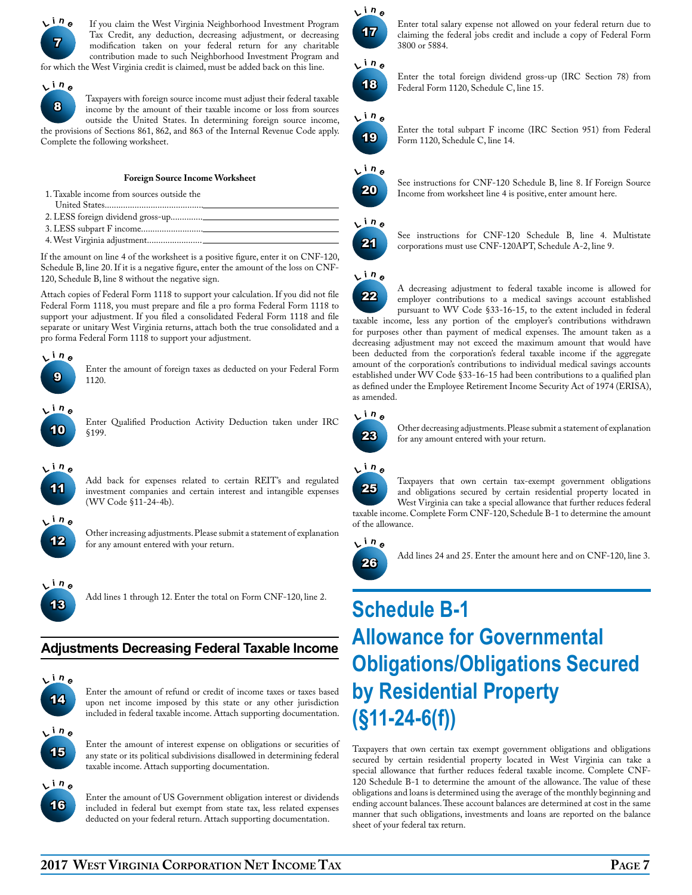**Line 7**

If you claim the West Virginia Neighborhood Investment Program Tax Credit, any deduction, decreasing adjustment, or decreasing modification taken on your federal return for any charitable contribution made to such Neighborhood Investment Program and for which the West Virginia credit is claimed, must be added back on this line.

**Line 8**

Taxpayers with foreign source income must adjust their federal taxable income by the amount of their taxable income or loss from sources outside the United States. In determining foreign source income, the provisions of Sections 861, 862, and 863 of the Internal Revenue Code apply. Complete the following worksheet.

**Foreign Source Income Worksheet**

1. Taxable income from sources outside the United States........................................ ____________
2. LESS foreign dividend gross-up.............. ____________
3. LESS subpart F income........................... ____________
4. West Virginia adjustment........................ ____________

If the amount on line 4 of the worksheet is a positive figure, enter it on CNF-120, Schedule B, line 20. If it is a negative figure, enter the amount of the loss on CNF-120, Schedule B, line 8 without the negative sign.

Attach copies of Federal Form 1118 to support your calculation. If you did not file Federal Form 1118, you must prepare and file a pro forma Federal Form 1118 to support your adjustment. If you filed a consolidated Federal Form 1118 and file separate or unitary West Virginia returns, attach both the true consolidated and a pro forma Federal Form 1118 to support your adjustment.

**Line 9**

Enter the amount of foreign taxes as deducted on your Federal Form 1120.

**Line 10**

Enter Qualified Production Activity Deduction taken under IRC §199.

**Line 11**

Add back for expenses related to certain REIT's and regulated investment companies and certain interest and intangible expenses (WV Code §11-24-4b).

**Line 12**

Other increasing adjustments. Please submit a statement of explanation for any amount entered with your return.

**Line 13**

Add lines 1 through 12. Enter the total on Form CNF-120, line 2.

## Adjustments Decreasing Federal Taxable Income

**Line 14**

Enter the amount of refund or credit of income taxes or taxes based upon net income imposed by this state or any other jurisdiction included in federal taxable income. Attach supporting documentation.

**Line 15**

Enter the amount of interest expense on obligations or securities of any state or its political subdivisions disallowed in determining federal taxable income. Attach supporting documentation.

**Line 16**

Enter the amount of US Government obligation interest or dividends included in federal but exempt from state tax, less related expenses deducted on your federal return. Attach supporting documentation.

**Line 17**

Enter total salary expense not allowed on your federal return due to claiming the federal jobs credit and include a copy of Federal Form 3800 or 5884.

**Line 18**

Enter the total foreign dividend gross-up (IRC Section 78) from Federal Form 1120, Schedule C, line 15.

**Line 19**

Enter the total subpart F income (IRC Section 951) from Federal Form 1120, Schedule C, line 14.

**Line 20**

See instructions for CNF-120 Schedule B, line 8. If Foreign Source Income from worksheet line 4 is positive, enter amount here.

**Line 21**

See instructions for CNF-120 Schedule B, line 4. Multistate corporations must use CNF-120APT, Schedule A-2, line 9.

**Line 22**

A decreasing adjustment to federal taxable income is allowed for employer contributions to a medical savings account established pursuant to WV Code §33-16-15, to the extent included in federal taxable income, less any portion of the employer's contributions withdrawn for purposes other than payment of medical expenses. The amount taken as a decreasing adjustment may not exceed the maximum amount that would have been deducted from the corporation's federal taxable income if the aggregate amount of the corporation's contributions to individual medical savings accounts established under WV Code §33-16-15 had been contributions to a qualified plan as defined under the Employee Retirement Income Security Act of 1974 (ERISA), as amended.

**Line 23**

Other decreasing adjustments. Please submit a statement of explanation for any amount entered with your return.

**Line 25**

Taxpayers that own certain tax-exempt government obligations and obligations secured by certain residential property located in West Virginia can take a special allowance that further reduces federal taxable income. Complete Form CNF-120, Schedule B-1 to determine the amount of the allowance.

**Line 26**

Add lines 24 and 25. Enter the amount here and on CNF-120, line 3.

## Schedule B-1 Allowance for Governmental Obligations/Obligations Secured by Residential Property (§11-24-6(f))

Taxpayers that own certain tax exempt government obligations and obligations secured by certain residential property located in West Virginia can take a special allowance that further reduces federal taxable income. Complete CNF-120 Schedule B-1 to determine the amount of the allowance. The value of these obligations and loans is determined using the average of the monthly beginning and ending account balances. These account balances are determined at cost in the same manner that such obligations, investments and loans are reported on the balance sheet of your federal tax return.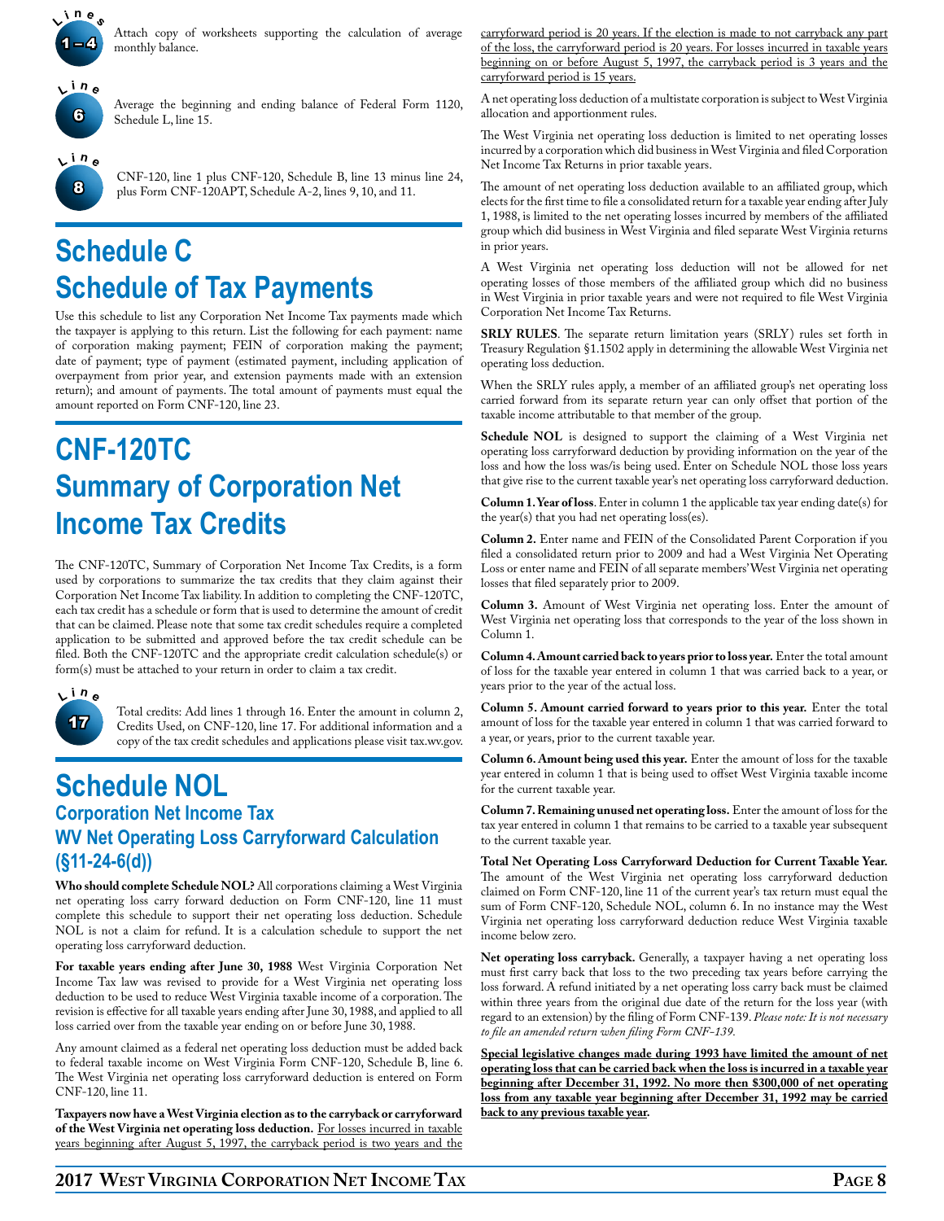**Lines 1 – 4** Attach copy of worksheets supporting the calculation of average monthly balance.

**Line 6** Average the beginning and ending balance of Federal Form 1120, Schedule L, line 15.

**Line 8** CNF-120, line 1 plus CNF-120, Schedule B, line 13 minus line 24, plus Form CNF-120APT, Schedule A-2, lines 9, 10, and 11.

# Schedule C
# Schedule of Tax Payments

Use this schedule to list any Corporation Net Income Tax payments made which the taxpayer is applying to this return. List the following for each payment: name of corporation making payment; FEIN of corporation making the payment; date of payment; type of payment (estimated payment, including application of overpayment from prior year, and extension payments made with an extension return); and amount of payments. The total amount of payments must equal the amount reported on Form CNF-120, line 23.

# CNF-120TC
# Summary of Corporation Net Income Tax Credits

The CNF-120TC, Summary of Corporation Net Income Tax Credits, is a form used by corporations to summarize the tax credits that they claim against their Corporation Net Income Tax liability. In addition to completing the CNF-120TC, each tax credit has a schedule or form that is used to determine the amount of credit that can be claimed. Please note that some tax credit schedules require a completed application to be submitted and approved before the tax credit schedule can be filed. Both the CNF-120TC and the appropriate credit calculation schedule(s) or form(s) must be attached to your return in order to claim a tax credit.

**Line 17** Total credits: Add lines 1 through 16. Enter the amount in column 2, Credits Used, on CNF-120, line 17. For additional information and a copy of the tax credit schedules and applications please visit tax.wv.gov.

# Schedule NOL
## Corporation Net Income Tax
## WV Net Operating Loss Carryforward Calculation (§11-24-6(d))

**Who should complete Schedule NOL?** All corporations claiming a West Virginia net operating loss carry forward deduction on Form CNF-120, line 11 must complete this schedule to support their net operating loss deduction. Schedule NOL is not a claim for refund. It is a calculation schedule to support the net operating loss carryforward deduction.

**For taxable years ending after June 30, 1988** West Virginia Corporation Net Income Tax law was revised to provide for a West Virginia net operating loss deduction to be used to reduce West Virginia taxable income of a corporation. The revision is effective for all taxable years ending after June 30, 1988, and applied to all loss carried over from the taxable year ending on or before June 30, 1988.

Any amount claimed as a federal net operating loss deduction must be added back to federal taxable income on West Virginia Form CNF-120, Schedule B, line 6. The West Virginia net operating loss carryforward deduction is entered on Form CNF-120, line 11.

**Taxpayers now have a West Virginia election as to the carryback or carryforward of the West Virginia net operating loss deduction.** For losses incurred in taxable years beginning after August 5, 1997, the carryback period is two years and the carryforward period is 20 years. If the election is made to not carryback any part of the loss, the carryforward period is 20 years. For losses incurred in taxable years beginning on or before August 5, 1997, the carryback period is 3 years and the carryforward period is 15 years.

A net operating loss deduction of a multistate corporation is subject to West Virginia allocation and apportionment rules.

The West Virginia net operating loss deduction is limited to net operating losses incurred by a corporation which did business in West Virginia and filed Corporation Net Income Tax Returns in prior taxable years.

The amount of net operating loss deduction available to an affiliated group, which elects for the first time to file a consolidated return for a taxable year ending after July 1, 1988, is limited to the net operating losses incurred by members of the affiliated group which did business in West Virginia and filed separate West Virginia returns in prior years.

A West Virginia net operating loss deduction will not be allowed for net operating losses of those members of the affiliated group which did no business in West Virginia in prior taxable years and were not required to file West Virginia Corporation Net Income Tax Returns.

**SRLY RULES**. The separate return limitation years (SRLY) rules set forth in Treasury Regulation §1.1502 apply in determining the allowable West Virginia net operating loss deduction.

When the SRLY rules apply, a member of an affiliated group's net operating loss carried forward from its separate return year can only offset that portion of the taxable income attributable to that member of the group.

**Schedule NOL** is designed to support the claiming of a West Virginia net operating loss carryforward deduction by providing information on the year of the loss and how the loss was/is being used. Enter on Schedule NOL those loss years that give rise to the current taxable year's net operating loss carryforward deduction.

**Column 1. Year of loss**. Enter in column 1 the applicable tax year ending date(s) for the year(s) that you had net operating loss(es).

**Column 2.** Enter name and FEIN of the Consolidated Parent Corporation if you filed a consolidated return prior to 2009 and had a West Virginia Net Operating Loss or enter name and FEIN of all separate members' West Virginia net operating losses that filed separately prior to 2009.

**Column 3.** Amount of West Virginia net operating loss. Enter the amount of West Virginia net operating loss that corresponds to the year of the loss shown in Column 1.

**Column 4. Amount carried back to years prior to loss year.** Enter the total amount of loss for the taxable year entered in column 1 that was carried back to a year, or years prior to the year of the actual loss.

**Column 5. Amount carried forward to years prior to this year.** Enter the total amount of loss for the taxable year entered in column 1 that was carried forward to a year, or years, prior to the current taxable year.

**Column 6. Amount being used this year.** Enter the amount of loss for the taxable year entered in column 1 that is being used to offset West Virginia taxable income for the current taxable year.

**Column 7. Remaining unused net operating loss.** Enter the amount of loss for the tax year entered in column 1 that remains to be carried to a taxable year subsequent to the current taxable year.

**Total Net Operating Loss Carryforward Deduction for Current Taxable Year.** The amount of the West Virginia net operating loss carryforward deduction claimed on Form CNF-120, line 11 of the current year's tax return must equal the sum of Form CNF-120, Schedule NOL, column 6. In no instance may the West Virginia net operating loss carryforward deduction reduce West Virginia taxable income below zero.

**Net operating loss carryback.** Generally, a taxpayer having a net operating loss must first carry back that loss to the two preceding tax years before carrying the loss forward. A refund initiated by a net operating loss carry back must be claimed within three years from the original due date of the return for the loss year (with regard to an extension) by the filing of Form CNF-139. *Please note: It is not necessary to file an amended return when filing Form CNF-139.*

**Special legislative changes made during 1993 have limited the amount of net operating loss that can be carried back when the loss is incurred in a taxable year beginning after December 31, 1992. No more then $300,000 of net operating loss from any taxable year beginning after December 31, 1992 may be carried back to any previous taxable year.**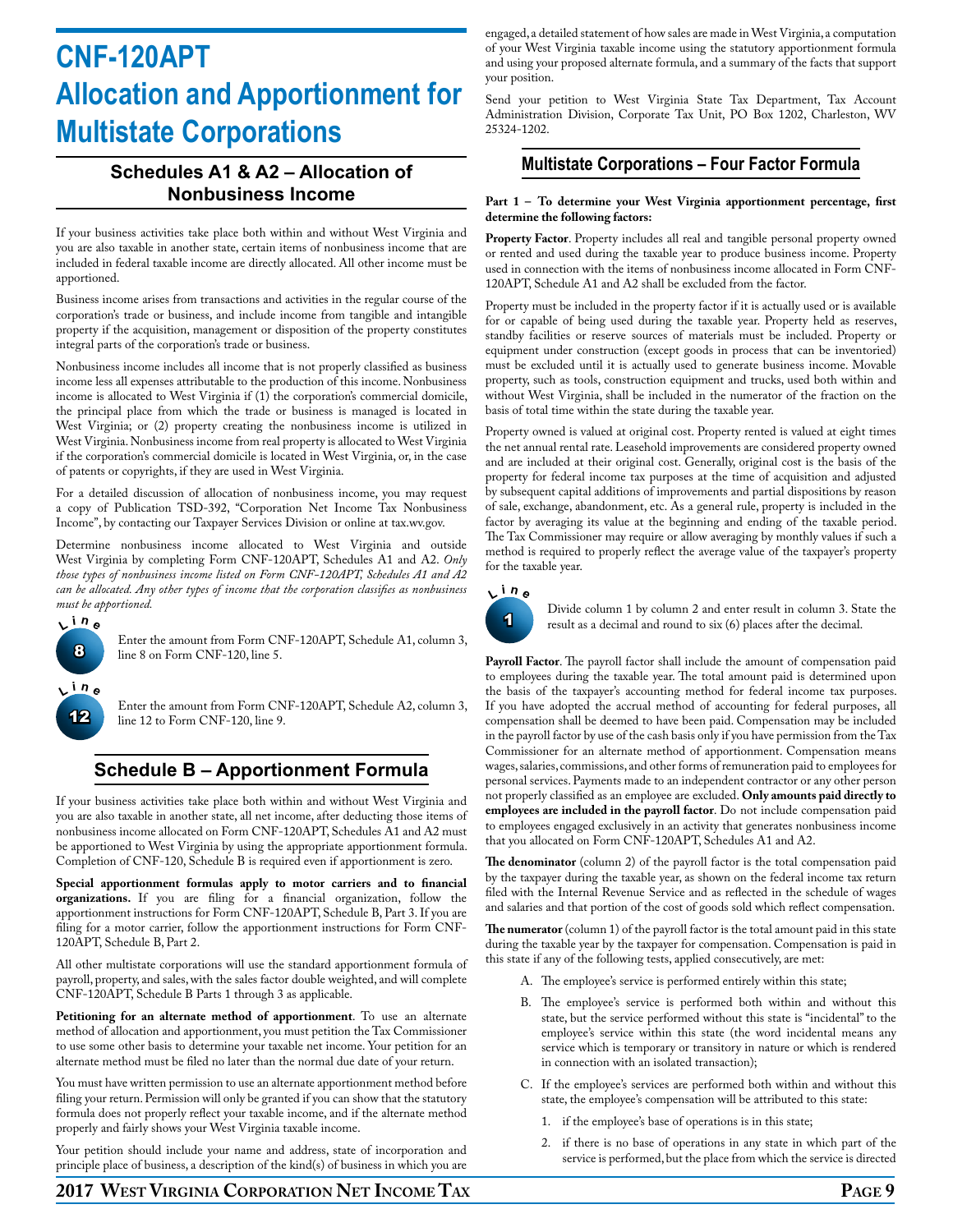# CNF-120APT Allocation and Apportionment for Multistate Corporations

## Schedules A1 & A2 – Allocation of Nonbusiness Income

If your business activities take place both within and without West Virginia and you are also taxable in another state, certain items of nonbusiness income that are included in federal taxable income are directly allocated. All other income must be apportioned.

Business income arises from transactions and activities in the regular course of the corporation's trade or business, and include income from tangible and intangible property if the acquisition, management or disposition of the property constitutes integral parts of the corporation's trade or business.

Nonbusiness income includes all income that is not properly classified as business income less all expenses attributable to the production of this income. Nonbusiness income is allocated to West Virginia if (1) the corporation's commercial domicile, the principal place from which the trade or business is managed is located in West Virginia; or (2) property creating the nonbusiness income is utilized in West Virginia. Nonbusiness income from real property is allocated to West Virginia if the corporation's commercial domicile is located in West Virginia, or, in the case of patents or copyrights, if they are used in West Virginia.

For a detailed discussion of allocation of nonbusiness income, you may request a copy of Publication TSD-392, "Corporation Net Income Tax Nonbusiness Income", by contacting our Taxpayer Services Division or online at tax.wv.gov.

Determine nonbusiness income allocated to West Virginia and outside West Virginia by completing Form CNF-120APT, Schedules A1 and A2. *Only those types of nonbusiness income listed on Form CNF-120APT, Schedules A1 and A2 can be allocated. Any other types of income that the corporation classifies as nonbusiness must be apportioned.*

**Line 8** Enter the amount from Form CNF-120APT, Schedule A1, column 3, line 8 on Form CNF-120, line 5.

**Line 12** Enter the amount from Form CNF-120APT, Schedule A2, column 3, line 12 to Form CNF-120, line 9.

## Schedule B – Apportionment Formula

If your business activities take place both within and without West Virginia and you are also taxable in another state, all net income, after deducting those items of nonbusiness income allocated on Form CNF-120APT, Schedules A1 and A2 must be apportioned to West Virginia by using the appropriate apportionment formula. Completion of CNF-120, Schedule B is required even if apportionment is zero.

**Special apportionment formulas apply to motor carriers and to financial organizations.** If you are filing for a financial organization, follow the apportionment instructions for Form CNF-120APT, Schedule B, Part 3. If you are filing for a motor carrier, follow the apportionment instructions for Form CNF-120APT, Schedule B, Part 2.

All other multistate corporations will use the standard apportionment formula of payroll, property, and sales, with the sales factor double weighted, and will complete CNF-120APT, Schedule B Parts 1 through 3 as applicable.

**Petitioning for an alternate method of apportionment**. To use an alternate method of allocation and apportionment, you must petition the Tax Commissioner to use some other basis to determine your taxable net income. Your petition for an alternate method must be filed no later than the normal due date of your return.

You must have written permission to use an alternate apportionment method before filing your return. Permission will only be granted if you can show that the statutory formula does not properly reflect your taxable income, and if the alternate method properly and fairly shows your West Virginia taxable income.

Your petition should include your name and address, state of incorporation and principle place of business, a description of the kind(s) of business in which you are engaged, a detailed statement of how sales are made in West Virginia, a computation of your West Virginia taxable income using the statutory apportionment formula and using your proposed alternate formula, and a summary of the facts that support your position.

Send your petition to West Virginia State Tax Department, Tax Account Administration Division, Corporate Tax Unit, PO Box 1202, Charleston, WV 25324-1202.

## Multistate Corporations – Four Factor Formula

**Part 1 – To determine your West Virginia apportionment percentage, first determine the following factors:**

**Property Factor**. Property includes all real and tangible personal property owned or rented and used during the taxable year to produce business income. Property used in connection with the items of nonbusiness income allocated in Form CNF-120APT, Schedule A1 and A2 shall be excluded from the factor.

Property must be included in the property factor if it is actually used or is available for or capable of being used during the taxable year. Property held as reserves, standby facilities or reserve sources of materials must be included. Property or equipment under construction (except goods in process that can be inventoried) must be excluded until it is actually used to generate business income. Movable property, such as tools, construction equipment and trucks, used both within and without West Virginia, shall be included in the numerator of the fraction on the basis of total time within the state during the taxable year.

Property owned is valued at original cost. Property rented is valued at eight times the net annual rental rate. Leasehold improvements are considered property owned and are included at their original cost. Generally, original cost is the basis of the property for federal income tax purposes at the time of acquisition and adjusted by subsequent capital additions of improvements and partial dispositions by reason of sale, exchange, abandonment, etc. As a general rule, property is included in the factor by averaging its value at the beginning and ending of the taxable period. The Tax Commissioner may require or allow averaging by monthly values if such a method is required to properly reflect the average value of the taxpayer's property for the taxable year.

**Line 1** Divide column 1 by column 2 and enter result in column 3. State the result as a decimal and round to six (6) places after the decimal.

**Payroll Factor**. The payroll factor shall include the amount of compensation paid to employees during the taxable year. The total amount paid is determined upon the basis of the taxpayer's accounting method for federal income tax purposes. If you have adopted the accrual method of accounting for federal purposes, all compensation shall be deemed to have been paid. Compensation may be included in the payroll factor by use of the cash basis only if you have permission from the Tax Commissioner for an alternate method of apportionment. Compensation means wages, salaries, commissions, and other forms of remuneration paid to employees for personal services. Payments made to an independent contractor or any other person not properly classified as an employee are excluded. **Only amounts paid directly to employees are included in the payroll factor**. Do not include compensation paid to employees engaged exclusively in an activity that generates nonbusiness income that you allocated on Form CNF-120APT, Schedules A1 and A2.

**The denominator** (column 2) of the payroll factor is the total compensation paid by the taxpayer during the taxable year, as shown on the federal income tax return filed with the Internal Revenue Service and as reflected in the schedule of wages and salaries and that portion of the cost of goods sold which reflect compensation.

**The numerator** (column 1) of the payroll factor is the total amount paid in this state during the taxable year by the taxpayer for compensation. Compensation is paid in this state if any of the following tests, applied consecutively, are met:

A. The employee's service is performed entirely within this state;

B. The employee's service is performed both within and without this state, but the service performed without this state is "incidental" to the employee's service within this state (the word incidental means any service which is temporary or transitory in nature or which is rendered in connection with an isolated transaction);

C. If the employee's services are performed both within and without this state, the employee's compensation will be attributed to this state:

   1. if the employee's base of operations is in this state;

   2. if there is no base of operations in any state in which part of the service is performed, but the place from which the service is directed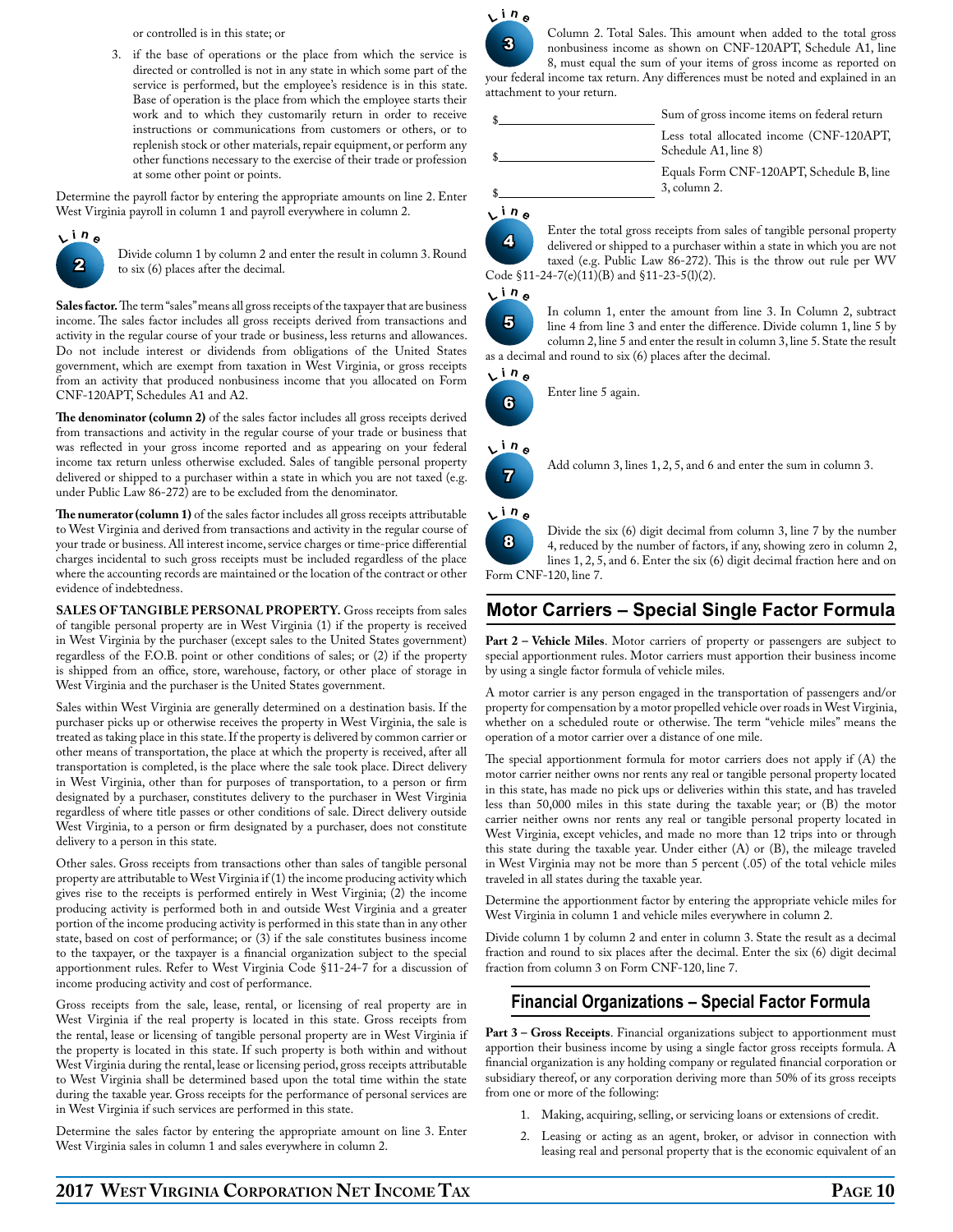or controlled is in this state; or

3. if the base of operations or the place from which the service is directed or controlled is not in any state in which some part of the service is performed, but the employee's residence is in this state. Base of operation is the place from which the employee starts their work and to which they customarily return in order to receive instructions or communications from customers or others, or to replenish stock or other materials, repair equipment, or perform any other functions necessary to the exercise of their trade or profession at some other point or points.

Determine the payroll factor by entering the appropriate amounts on line 2. Enter West Virginia payroll in column 1 and payroll everywhere in column 2.

**Line 2** Divide column 1 by column 2 and enter the result in column 3. Round to six (6) places after the decimal.

**Sales factor.** The term "sales" means all gross receipts of the taxpayer that are business income. The sales factor includes all gross receipts derived from transactions and activity in the regular course of your trade or business, less returns and allowances. Do not include interest or dividends from obligations of the United States government, which are exempt from taxation in West Virginia, or gross receipts from an activity that produced nonbusiness income that you allocated on Form CNF-120APT, Schedules A1 and A2.

**The denominator (column 2)** of the sales factor includes all gross receipts derived from transactions and activity in the regular course of your trade or business that was reflected in your gross income reported and as appearing on your federal income tax return unless otherwise excluded. Sales of tangible personal property delivered or shipped to a purchaser within a state in which you are not taxed (e.g. under Public Law 86-272) are to be excluded from the denominator.

**The numerator (column 1)** of the sales factor includes all gross receipts attributable to West Virginia and derived from transactions and activity in the regular course of your trade or business. All interest income, service charges or time-price differential charges incidental to such gross receipts must be included regardless of the place where the accounting records are maintained or the location of the contract or other evidence of indebtedness.

**SALES OF TANGIBLE PERSONAL PROPERTY.** Gross receipts from sales of tangible personal property are in West Virginia (1) if the property is received in West Virginia by the purchaser (except sales to the United States government) regardless of the F.O.B. point or other conditions of sales; or (2) if the property is shipped from an office, store, warehouse, factory, or other place of storage in West Virginia and the purchaser is the United States government.

Sales within West Virginia are generally determined on a destination basis. If the purchaser picks up or otherwise receives the property in West Virginia, the sale is treated as taking place in this state. If the property is delivered by common carrier or other means of transportation, the place at which the property is received, after all transportation is completed, is the place where the sale took place. Direct delivery in West Virginia, other than for purposes of transportation, to a person or firm designated by a purchaser, constitutes delivery to the purchaser in West Virginia regardless of where title passes or other conditions of sale. Direct delivery outside West Virginia, to a person or firm designated by a purchaser, does not constitute delivery to a person in this state.

Other sales. Gross receipts from transactions other than sales of tangible personal property are attributable to West Virginia if (1) the income producing activity which gives rise to the receipts is performed entirely in West Virginia; (2) the income producing activity is performed both in and outside West Virginia and a greater portion of the income producing activity is performed in this state than in any other state, based on cost of performance; or (3) if the sale constitutes business income to the taxpayer, or the taxpayer is a financial organization subject to the special apportionment rules. Refer to West Virginia Code §11-24-7 for a discussion of income producing activity and cost of performance.

Gross receipts from the sale, lease, rental, or licensing of real property are in West Virginia if the real property is located in this state. Gross receipts from the rental, lease or licensing of tangible personal property are in West Virginia if the property is located in this state. If such property is both within and without West Virginia during the rental, lease or licensing period, gross receipts attributable to West Virginia shall be determined based upon the total time within the state during the taxable year. Gross receipts for the performance of personal services are in West Virginia if such services are performed in this state.

Determine the sales factor by entering the appropriate amount on line 3. Enter West Virginia sales in column 1 and sales everywhere in column 2.

**Line 3** Column 2. Total Sales. This amount when added to the total gross nonbusiness income as shown on CNF-120APT, Schedule A1, line 8, must equal the sum of your items of gross income as reported on your federal income tax return. Any differences must be noted and explained in an attachment to your return.

$\_\_\_\_\_\_\_\_\_\_ Sum of gross income items on federal return

$\_\_\_\_\_\_\_\_\_\_ Less total allocated income (CNF-120APT, Schedule A1, line 8)

$\_\_\_\_\_\_\_\_\_\_ Equals Form CNF-120APT, Schedule B, line 3, column 2.

**Line 4** Enter the total gross receipts from sales of tangible personal property delivered or shipped to a purchaser within a state in which you are not taxed (e.g. Public Law 86-272). This is the throw out rule per WV Code §11-24-7(e)(11)(B) and §11-23-5(l)(2).

**Line 5** In column 1, enter the amount from line 3. In Column 2, subtract line 4 from line 3 and enter the difference. Divide column 1, line 5 by column 2, line 5 and enter the result in column 3, line 5. State the result as a decimal and round to six (6) places after the decimal.

**Line 6** Enter line 5 again.

**Line 7** Add column 3, lines 1, 2, 5, and 6 and enter the sum in column 3.

**Line 8** Divide the six (6) digit decimal from column 3, line 7 by the number 4, reduced by the number of factors, if any, showing zero in column 2, lines 1, 2, 5, and 6. Enter the six (6) digit decimal fraction here and on Form CNF-120, line 7.

## Motor Carriers – Special Single Factor Formula

**Part 2 – Vehicle Miles**. Motor carriers of property or passengers are subject to special apportionment rules. Motor carriers must apportion their business income by using a single factor formula of vehicle miles.

A motor carrier is any person engaged in the transportation of passengers and/or property for compensation by a motor propelled vehicle over roads in West Virginia, whether on a scheduled route or otherwise. The term "vehicle miles" means the operation of a motor carrier over a distance of one mile.

The special apportionment formula for motor carriers does not apply if (A) the motor carrier neither owns nor rents any real or tangible personal property located in this state, has made no pick ups or deliveries within this state, and has traveled less than 50,000 miles in this state during the taxable year; or (B) the motor carrier neither owns nor rents any real or tangible personal property located in West Virginia, except vehicles, and made no more than 12 trips into or through this state during the taxable year. Under either (A) or (B), the mileage traveled in West Virginia may not be more than 5 percent (.05) of the total vehicle miles traveled in all states during the taxable year.

Determine the apportionment factor by entering the appropriate vehicle miles for West Virginia in column 1 and vehicle miles everywhere in column 2.

Divide column 1 by column 2 and enter in column 3. State the result as a decimal fraction and round to six places after the decimal. Enter the six (6) digit decimal fraction from column 3 on Form CNF-120, line 7.

## Financial Organizations – Special Factor Formula

**Part 3 – Gross Receipts**. Financial organizations subject to apportionment must apportion their business income by using a single factor gross receipts formula. A financial organization is any holding company or regulated financial corporation or subsidiary thereof, or any corporation deriving more than 50% of its gross receipts from one or more of the following:

1. Making, acquiring, selling, or servicing loans or extensions of credit.
2. Leasing or acting as an agent, broker, or advisor in connection with leasing real and personal property that is the economic equivalent of an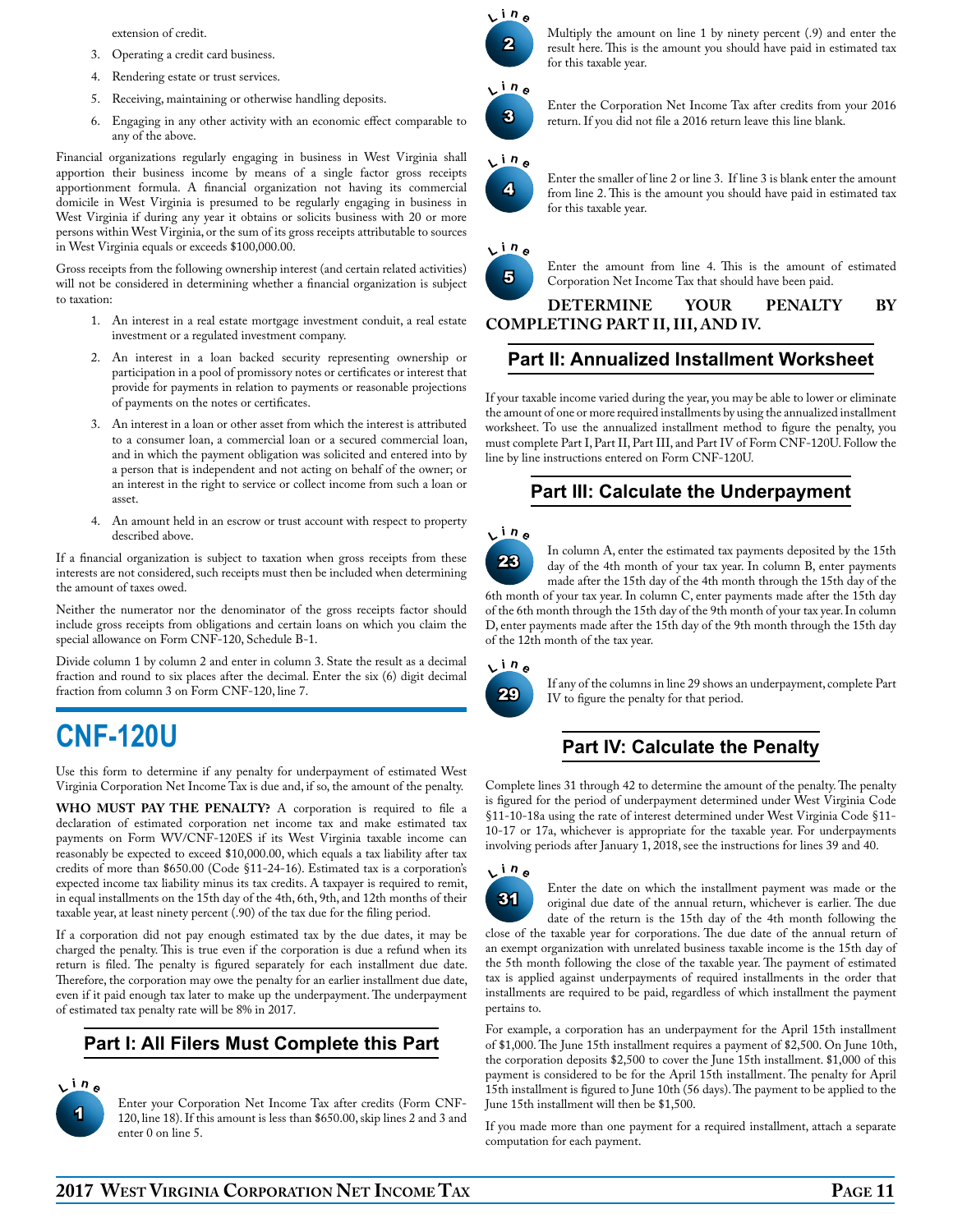extension of credit.

3. Operating a credit card business.
4. Rendering estate or trust services.
5. Receiving, maintaining or otherwise handling deposits.
6. Engaging in any other activity with an economic effect comparable to any of the above.

Financial organizations regularly engaging in business in West Virginia shall apportion their business income by means of a single factor gross receipts apportionment formula. A financial organization not having its commercial domicile in West Virginia is presumed to be regularly engaging in business in West Virginia if during any year it obtains or solicits business with 20 or more persons within West Virginia, or the sum of its gross receipts attributable to sources in West Virginia equals or exceeds $100,000.00.

Gross receipts from the following ownership interest (and certain related activities) will not be considered in determining whether a financial organization is subject to taxation:

1. An interest in a real estate mortgage investment conduit, a real estate investment or a regulated investment company.
2. An interest in a loan backed security representing ownership or participation in a pool of promissory notes or certificates or interest that provide for payments in relation to payments or reasonable projections of payments on the notes or certificates.
3. An interest in a loan or other asset from which the interest is attributed to a consumer loan, a commercial loan or a secured commercial loan, and in which the payment obligation was solicited and entered into by a person that is independent and not acting on behalf of the owner; or an interest in the right to service or collect income from such a loan or asset.
4. An amount held in an escrow or trust account with respect to property described above.

If a financial organization is subject to taxation when gross receipts from these interests are not considered, such receipts must then be included when determining the amount of taxes owed.

Neither the numerator nor the denominator of the gross receipts factor should include gross receipts from obligations and certain loans on which you claim the special allowance on Form CNF-120, Schedule B-1.

Divide column 1 by column 2 and enter in column 3. State the result as a decimal fraction and round to six places after the decimal. Enter the six (6) digit decimal fraction from column 3 on Form CNF-120, line 7.

# CNF-120U

Use this form to determine if any penalty for underpayment of estimated West Virginia Corporation Net Income Tax is due and, if so, the amount of the penalty.

**WHO MUST PAY THE PENALTY?** A corporation is required to file a declaration of estimated corporation net income tax and make estimated tax payments on Form WV/CNF-120ES if its West Virginia taxable income can reasonably be expected to exceed $10,000.00, which equals a tax liability after tax credits of more than $650.00 (Code §11-24-16). Estimated tax is a corporation's expected income tax liability minus its tax credits. A taxpayer is required to remit, in equal installments on the 15th day of the 4th, 6th, 9th, and 12th months of their taxable year, at least ninety percent (.90) of the tax due for the filing period.

If a corporation did not pay enough estimated tax by the due dates, it may be charged the penalty. This is true even if the corporation is due a refund when its return is filed. The penalty is figured separately for each installment due date. Therefore, the corporation may owe the penalty for an earlier installment due date, even if it paid enough tax later to make up the underpayment. The underpayment of estimated tax penalty rate will be 8% in 2017.

## Part I: All Filers Must Complete this Part

**Line 1** Enter your Corporation Net Income Tax after credits (Form CNF-120, line 18). If this amount is less than $650.00, skip lines 2 and 3 and enter 0 on line 5.

**Line 2** Multiply the amount on line 1 by ninety percent (.9) and enter the result here. This is the amount you should have paid in estimated tax for this taxable year.

**Line 3** Enter the Corporation Net Income Tax after credits from your 2016 return. If you did not file a 2016 return leave this line blank.

**Line 4** Enter the smaller of line 2 or line 3. If line 3 is blank enter the amount from line 2. This is the amount you should have paid in estimated tax for this taxable year.

**Line 5** Enter the amount from line 4. This is the amount of estimated Corporation Net Income Tax that should have been paid.

**DETERMINE YOUR PENALTY BY COMPLETING PART II, III, AND IV.**

## Part II: Annualized Installment Worksheet

If your taxable income varied during the year, you may be able to lower or eliminate the amount of one or more required installments by using the annualized installment worksheet. To use the annualized installment method to figure the penalty, you must complete Part I, Part II, Part III, and Part IV of Form CNF-120U. Follow the line by line instructions entered on Form CNF-120U.

## Part III: Calculate the Underpayment

**Line 23** In column A, enter the estimated tax payments deposited by the 15th day of the 4th month of your tax year. In column B, enter payments made after the 15th day of the 4th month through the 15th day of the 6th month of your tax year. In column C, enter payments made after the 15th day of the 6th month through the 15th day of the 9th month of your tax year. In column D, enter payments made after the 15th day of the 9th month through the 15th day of the 12th month of the tax year.

**Line 29** If any of the columns in line 29 shows an underpayment, complete Part IV to figure the penalty for that period.

## Part IV: Calculate the Penalty

Complete lines 31 through 42 to determine the amount of the penalty. The penalty is figured for the period of underpayment determined under West Virginia Code §11-10-18a using the rate of interest determined under West Virginia Code §11-10-17 or 17a, whichever is appropriate for the taxable year. For underpayments involving periods after January 1, 2018, see the instructions for lines 39 and 40.

**Line 31** Enter the date on which the installment payment was made or the original due date of the annual return, whichever is earlier. The due date of the return is the 15th day of the 4th month following the close of the taxable year for corporations. The due date of the annual return of an exempt organization with unrelated business taxable income is the 15th day of the 5th month following the close of the taxable year. The payment of estimated tax is applied against underpayments of required installments in the order that installments are required to be paid, regardless of which installment the payment pertains to.

For example, a corporation has an underpayment for the April 15th installment of $1,000. The June 15th installment requires a payment of $2,500. On June 10th, the corporation deposits $2,500 to cover the June 15th installment. $1,000 of this payment is considered to be for the April 15th installment. The penalty for April 15th installment is figured to June 10th (56 days). The payment to be applied to the June 15th installment will then be $1,500.

If you made more than one payment for a required installment, attach a separate computation for each payment.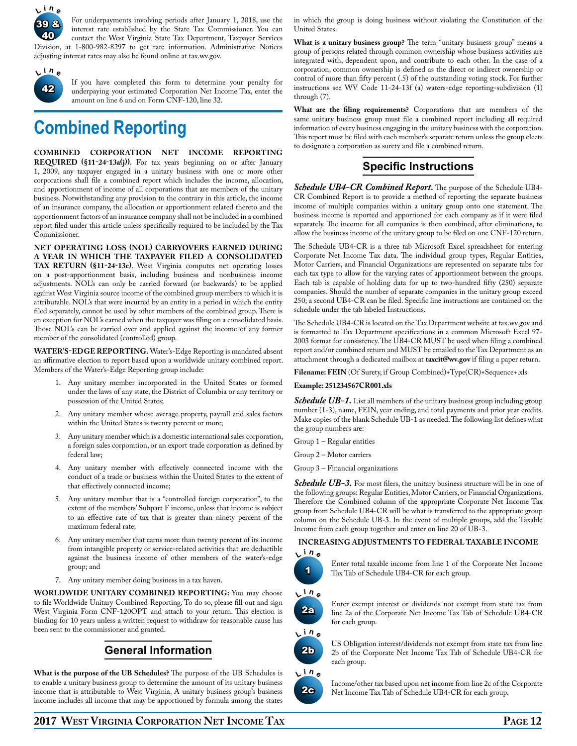**Line 39 & 40**

For underpayments involving periods after January 1, 2018, use the interest rate established by the State Tax Commissioner. You can contact the West Virginia State Tax Department, Taxpayer Services Division, at 1-800-982-8297 to get rate information. Administrative Notices adjusting interest rates may also be found online at tax.wv.gov.

**Line 42**

If you have completed this form to determine your penalty for underpaying your estimated Corporation Net Income Tax, enter the amount on line 6 and on Form CNF-120, line 32.

# Combined Reporting

**COMBINED CORPORATION NET INCOME REPORTING REQUIRED (§11-24-13a(j)).** For tax years beginning on or after January 1, 2009, any taxpayer engaged in a unitary business with one or more other corporations shall file a combined report which includes the income, allocation, and apportionment of income of all corporations that are members of the unitary business. Notwithstanding any provision to the contrary in this article, the income of an insurance company, the allocation or apportionment related thereto and the apportionment factors of an insurance company shall not be included in a combined report filed under this article unless specifically required to be included by the Tax Commissioner.

**NET OPERATING LOSS (NOL) CARRYOVERS EARNED DURING A YEAR IN WHICH THE TAXPAYER FILED A CONSOLIDATED TAX RETURN (§11-24-13c)**. West Virginia computes net operating losses on a post-apportionment basis, including business and nonbusiness income adjustments. NOL's can only be carried forward (or backwards) to be applied against West Virginia source income of the combined group members to which it is attributable. NOL's that were incurred by an entity in a period in which the entity filed separately, cannot be used by other members of the combined group. There is an exception for NOL's earned when the taxpayer was filing on a consolidated basis. Those NOL's can be carried over and applied against the income of any former member of the consolidated (controlled) group.

**WATER'S-EDGE REPORTING.** Water's-Edge Reporting is mandated absent an affirmative election to report based upon a worldwide unitary combined report. Members of the Water's-Edge Reporting group include:

1. Any unitary member incorporated in the United States or formed under the laws of any state, the District of Columbia or any territory or possession of the United States;
2. Any unitary member whose average property, payroll and sales factors within the United States is twenty percent or more;
3. Any unitary member which is a domestic international sales corporation, a foreign sales corporation, or an export trade corporation as defined by federal law;
4. Any unitary member with effectively connected income with the conduct of a trade or business within the United States to the extent of that effectively connected income;
5. Any unitary member that is a "controlled foreign corporation", to the extent of the members' Subpart F income, unless that income is subject to an effective rate of tax that is greater than ninety percent of the maximum federal rate;
6. Any unitary member that earns more than twenty percent of its income from intangible property or service-related activities that are deductible against the business income of other members of the water's-edge group; and
7. Any unitary member doing business in a tax haven.

**WORLDWIDE UNITARY COMBINED REPORTING:** You may choose to file Worldwide Unitary Combined Reporting. To do so, please fill out and sign West Virginia Form CNF-120OPT and attach to your return. This election is binding for 10 years unless a written request to withdraw for reasonable cause has been sent to the commissioner and granted.

## General Information

**What is the purpose of the UB Schedules?** The purpose of the UB Schedules is to enable a unitary business group to determine the amount of its unitary business income that is attributable to West Virginia. A unitary business group's business income includes all income that may be apportioned by formula among the states in which the group is doing business without violating the Constitution of the United States.

**What is a unitary business group?** The term "unitary business group" means a group of persons related through common ownership whose business activities are integrated with, dependent upon, and contribute to each other. In the case of a corporation, common ownership is defined as the direct or indirect ownership or control of more than fifty percent (.5) of the outstanding voting stock. For further instructions see WV Code 11-24-13f (a) waters-edge reporting-subdivision (1) through (7).

**What are the filing requirements?** Corporations that are members of the same unitary business group must file a combined report including all required information of every business engaging in the unitary business with the corporation. This report must be filed with each member's separate return unless the group elects to designate a corporation as surety and file a combined return.

## Specific Instructions

***Schedule UB4-CR Combined Report.*** The purpose of the Schedule UB4-CR Combined Report is to provide a method of reporting the separate business income of multiple companies within a unitary group onto one statement. The business income is reported and apportioned for each company as if it were filed separately. The income for all companies is then combined, after eliminations, to allow the business income of the unitary group to be filed on one CNF-120 return.

The Schedule UB4-CR is a three tab Microsoft Excel spreadsheet for entering Corporate Net Income Tax data. The individual group types, Regular Entities, Motor Carriers, and Financial Organizations are represented on separate tabs for each tax type to allow for the varying rates of apportionment between the groups. Each tab is capable of holding data for up to two-hundred fifty (250) separate companies. Should the number of separate companies in the unitary group exceed 250; a second UB4-CR can be filed. Specific line instructions are contained on the schedule under the tab labeled Instructions.

The Schedule UB4-CR is located on the Tax Department website at tax.wv.gov and is formatted to Tax Department specifications in a common Microsoft Excel 97-2003 format for consistency. The UB4-CR MUST be used when filing a combined report and/or combined return and MUST be emailed to the Tax Department as an attachment through a dedicated mailbox at **taxcit@wv.gov** if filing a paper return.

**Filename: FEIN** (Of Surety, if Group Combined)+Type(CR)+Sequence+.xls

**Example: 251234567CR001.xls**

***Schedule UB-1.*** List all members of the unitary business group including group number (1-3), name, FEIN, year ending, and total payments and prior year credits. Make copies of the blank Schedule UB-1 as needed. The following list defines what the group numbers are:

Group 1 – Regular entities

Group 2 – Motor carriers

Group 3 – Financial organizations

***Schedule UB-3.*** For most filers, the unitary business structure will be in one of the following groups: Regular Entities, Motor Carriers, or Financial Organizations. Therefore the Combined column of the appropriate Corporate Net Income Tax group from Schedule UB4-CR will be what is transferred to the appropriate group column on the Schedule UB-3. In the event of multiple groups, add the Taxable Income from each group together and enter on line 20 of UB-3.

### INCREASING ADJUSTMENTS TO FEDERAL TAXABLE INCOME

**Line 1**

Enter total taxable income from line 1 of the Corporate Net Income Tax Tab of Schedule UB4-CR for each group.

**Line 2a**

Enter exempt interest or dividends not exempt from state tax from line 2a of the Corporate Net Income Tax Tab of Schedule UB4-CR for each group.

**Line 2b**

US Obligation interest/dividends not exempt from state tax from line 2b of the Corporate Net Income Tax Tab of Schedule UB4-CR for each group.

**Line 2c**

Income/other tax based upon net income from line 2c of the Corporate Net Income Tax Tab of Schedule UB4-CR for each group.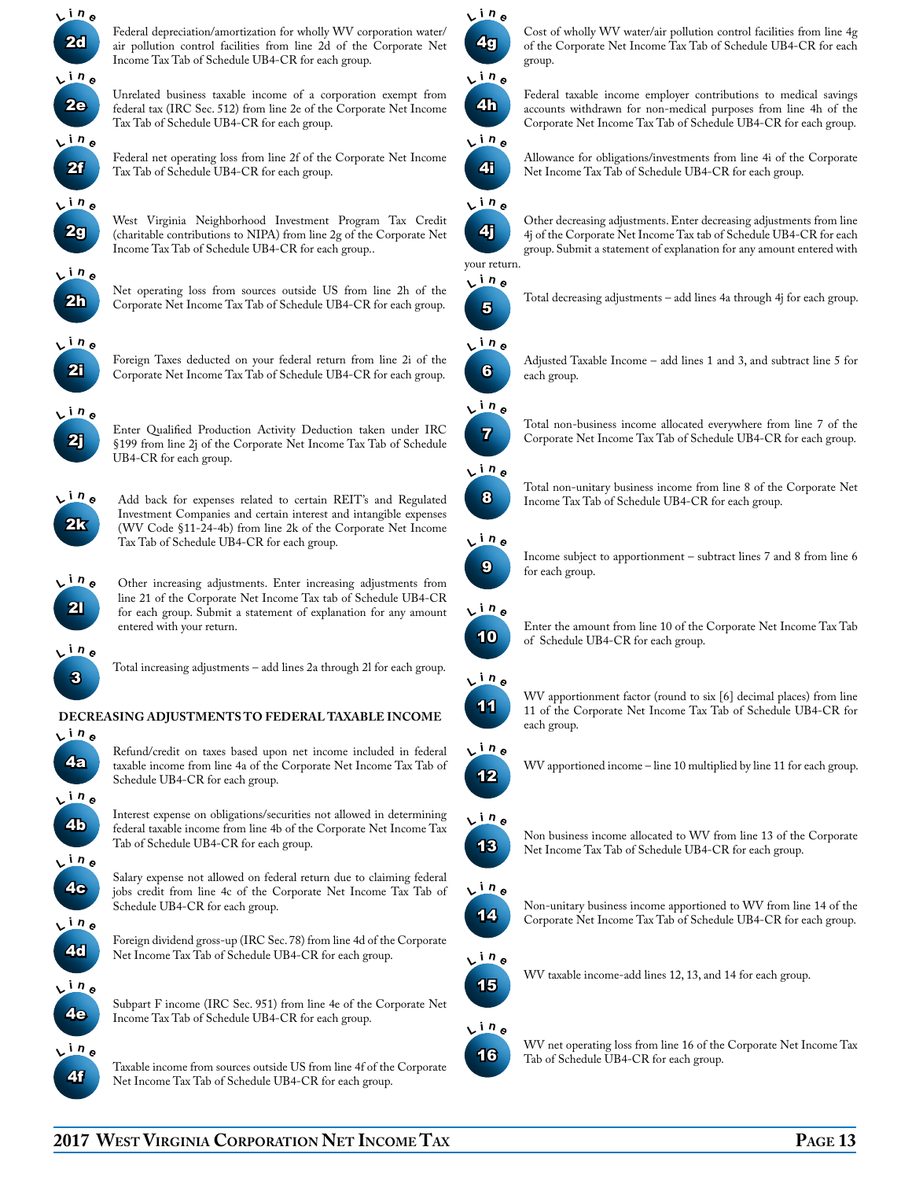**Line 2d** Federal depreciation/amortization for wholly WV corporation water/air pollution control facilities from line 2d of the Corporate Net Income Tax Tab of Schedule UB4-CR for each group.

**Line 2e** Unrelated business taxable income of a corporation exempt from federal tax (IRC Sec. 512) from line 2e of the Corporate Net Income Tax Tab of Schedule UB4-CR for each group.

**Line 2f** Federal net operating loss from line 2f of the Corporate Net Income Tax Tab of Schedule UB4-CR for each group.

**Line 2g** West Virginia Neighborhood Investment Program Tax Credit (charitable contributions to NIPA) from line 2g of the Corporate Net Income Tax Tab of Schedule UB4-CR for each group..

**Line 2h** Net operating loss from sources outside US from line 2h of the Corporate Net Income Tax Tab of Schedule UB4-CR for each group.

**Line 2i** Foreign Taxes deducted on your federal return from line 2i of the Corporate Net Income Tax Tab of Schedule UB4-CR for each group.

**Line 2j** Enter Qualified Production Activity Deduction taken under IRC §199 from line 2j of the Corporate Net Income Tax Tab of Schedule UB4-CR for each group.

**Line 2k** Add back for expenses related to certain REIT's and Regulated Investment Companies and certain interest and intangible expenses (WV Code §11-24-4b) from line 2k of the Corporate Net Income Tax Tab of Schedule UB4-CR for each group.

**Line 2l** Other increasing adjustments. Enter increasing adjustments from line 21 of the Corporate Net Income Tax tab of Schedule UB4-CR for each group. Submit a statement of explanation for any amount entered with your return.

**Line 3** Total increasing adjustments – add lines 2a through 2l for each group.

## DECREASING ADJUSTMENTS TO FEDERAL TAXABLE INCOME

**Line 4a** Refund/credit on taxes based upon net income included in federal taxable income from line 4a of the Corporate Net Income Tax Tab of Schedule UB4-CR for each group.

**Line 4b** Interest expense on obligations/securities not allowed in determining federal taxable income from line 4b of the Corporate Net Income Tax Tab of Schedule UB4-CR for each group.

**Line 4c** Salary expense not allowed on federal return due to claiming federal jobs credit from line 4c of the Corporate Net Income Tax Tab of Schedule UB4-CR for each group.

**Line 4d** Foreign dividend gross-up (IRC Sec. 78) from line 4d of the Corporate Net Income Tax Tab of Schedule UB4-CR for each group.

**Line 4e** Subpart F income (IRC Sec. 951) from line 4e of the Corporate Net Income Tax Tab of Schedule UB4-CR for each group.

**Line 4f** Taxable income from sources outside US from line 4f of the Corporate Net Income Tax Tab of Schedule UB4-CR for each group.

**Line 4g** Cost of wholly WV water/air pollution control facilities from line 4g of the Corporate Net Income Tax Tab of Schedule UB4-CR for each group.

**Line 4h** Federal taxable income employer contributions to medical savings accounts withdrawn for non-medical purposes from line 4h of the Corporate Net Income Tax Tab of Schedule UB4-CR for each group.

**Line 4i** Allowance for obligations/investments from line 4i of the Corporate Net Income Tax Tab of Schedule UB4-CR for each group.

**Line 4j** Other decreasing adjustments. Enter decreasing adjustments from line 4j of the Corporate Net Income Tax tab of Schedule UB4-CR for each group. Submit a statement of explanation for any amount entered with your return.

**Line 5** Total decreasing adjustments – add lines 4a through 4j for each group.

**Line 6** Adjusted Taxable Income – add lines 1 and 3, and subtract line 5 for each group.

**Line 7** Total non-business income allocated everywhere from line 7 of the Corporate Net Income Tax Tab of Schedule UB4-CR for each group.

**Line 8** Total non-unitary business income from line 8 of the Corporate Net Income Tax Tab of Schedule UB4-CR for each group.

**Line 9** Income subject to apportionment – subtract lines 7 and 8 from line 6 for each group.

**Line 10** Enter the amount from line 10 of the Corporate Net Income Tax Tab of Schedule UB4-CR for each group.

**Line 11** WV apportionment factor (round to six [6] decimal places) from line 11 of the Corporate Net Income Tax Tab of Schedule UB4-CR for each group.

**Line 12** WV apportioned income – line 10 multiplied by line 11 for each group.

**Line 13** Non business income allocated to WV from line 13 of the Corporate Net Income Tax Tab of Schedule UB4-CR for each group.

**Line 14** Non-unitary business income apportioned to WV from line 14 of the Corporate Net Income Tax Tab of Schedule UB4-CR for each group.

**Line 15** WV taxable income-add lines 12, 13, and 14 for each group.

**Line 16** WV net operating loss from line 16 of the Corporate Net Income Tax Tab of Schedule UB4-CR for each group.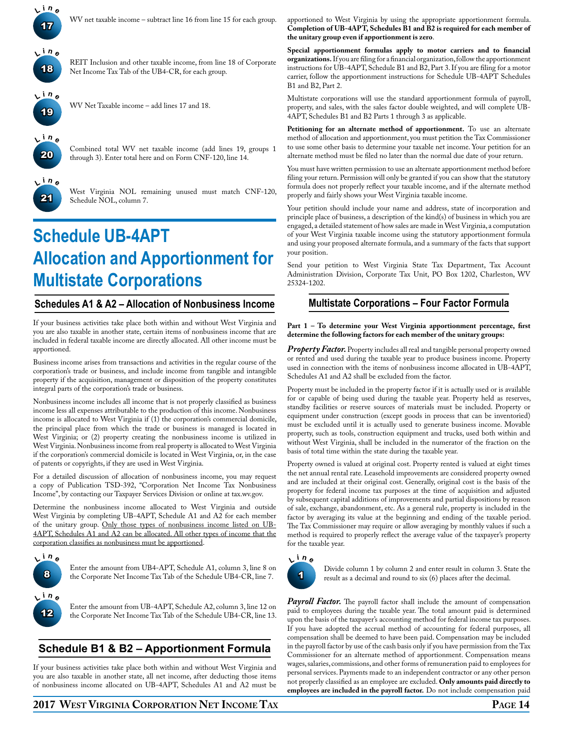**Line 17** WV net taxable income – subtract line 16 from line 15 for each group.

**Line 18** REIT Inclusion and other taxable income, from line 18 of Corporate Net Income Tax Tab of the UB4-CR, for each group.

**Line 19** WV Net Taxable income – add lines 17 and 18.

**Line 20** Combined total WV net taxable income (add lines 19, groups 1 through 3). Enter total here and on Form CNF-120, line 14.

**Line 21** West Virginia NOL remaining unused must match CNF-120, Schedule NOL, column 7.

# Schedule UB-4APT Allocation and Apportionment for Multistate Corporations

## Schedules A1 & A2 – Allocation of Nonbusiness Income

If your business activities take place both within and without West Virginia and you are also taxable in another state, certain items of nonbusiness income that are included in federal taxable income are directly allocated. All other income must be apportioned.

Business income arises from transactions and activities in the regular course of the corporation's trade or business, and include income from tangible and intangible property if the acquisition, management or disposition of the property constitutes integral parts of the corporation's trade or business.

Nonbusiness income includes all income that is not properly classified as business income less all expenses attributable to the production of this income. Nonbusiness income is allocated to West Virginia if (1) the corporation's commercial domicile, the principal place from which the trade or business is managed is located in West Virginia; or (2) property creating the nonbusiness income is utilized in West Virginia. Nonbusiness income from real property is allocated to West Virginia if the corporation's commercial domicile is located in West Virginia, or, in the case of patents or copyrights, if they are used in West Virginia.

For a detailed discussion of allocation of nonbusiness income, you may request a copy of Publication TSD-392, "Corporation Net Income Tax Nonbusiness Income", by contacting our Taxpayer Services Division or online at tax.wv.gov.

Determine the nonbusiness income allocated to West Virginia and outside West Virginia by completing UB-4APT, Schedule A1 and A2 for each member of the unitary group. Only those types of nonbusiness income listed on UB-4APT, Schedules A1 and A2 can be allocated. All other types of income that the corporation classifies as nonbusiness must be apportioned.

**Line 8** Enter the amount from UB4-APT, Schedule A1, column 3, line 8 on the Corporate Net Income Tax Tab of the Schedule UB4-CR, line 7.

**Line 12** Enter the amount from UB-4APT, Schedule A2, column 3, line 12 on the Corporate Net Income Tax Tab of the Schedule UB4-CR, line 13.

## Schedule B1 & B2 – Apportionment Formula

If your business activities take place both within and without West Virginia and you are also taxable in another state, all net income, after deducting those items of nonbusiness income allocated on UB-4APT, Schedules A1 and A2 must be apportioned to West Virginia by using the appropriate apportionment formula. **Completion of UB-4APT, Schedules B1 and B2 is required for each member of the unitary group even if apportionment is zero**.

**Special apportionment formulas apply to motor carriers and to financial organizations.** If you are filing for a financial organization, follow the apportionment instructions for UB-4APT, Schedule B1 and B2, Part 3. If you are filing for a motor carrier, follow the apportionment instructions for Schedule UB-4APT Schedules B1 and B2, Part 2.

Multistate corporations will use the standard apportionment formula of payroll, property, and sales, with the sales factor double weighted, and will complete UB-4APT, Schedules B1 and B2 Parts 1 through 3 as applicable.

**Petitioning for an alternate method of apportionment.** To use an alternate method of allocation and apportionment, you must petition the Tax Commissioner to use some other basis to determine your taxable net income. Your petition for an alternate method must be filed no later than the normal due date of your return.

You must have written permission to use an alternate apportionment method before filing your return. Permission will only be granted if you can show that the statutory formula does not properly reflect your taxable income, and if the alternate method properly and fairly shows your West Virginia taxable income.

Your petition should include your name and address, state of incorporation and principle place of business, a description of the kind(s) of business in which you are engaged, a detailed statement of how sales are made in West Virginia, a computation of your West Virginia taxable income using the statutory apportionment formula and using your proposed alternate formula, and a summary of the facts that support your position.

Send your petition to West Virginia State Tax Department, Tax Account Administration Division, Corporate Tax Unit, PO Box 1202, Charleston, WV 25324-1202.

## Multistate Corporations – Four Factor Formula

**Part 1 – To determine your West Virginia apportionment percentage, first determine the following factors for each member of the unitary groups:**

***Property Factor.*** Property includes all real and tangible personal property owned or rented and used during the taxable year to produce business income. Property used in connection with the items of nonbusiness income allocated in UB-4APT, Schedules A1 and A2 shall be excluded from the factor.

Property must be included in the property factor if it is actually used or is available for or capable of being used during the taxable year. Property held as reserves, standby facilities or reserve sources of materials must be included. Property or equipment under construction (except goods in process that can be inventoried) must be excluded until it is actually used to generate business income. Movable property, such as tools, construction equipment and trucks, used both within and without West Virginia, shall be included in the numerator of the fraction on the basis of total time within the state during the taxable year.

Property owned is valued at original cost. Property rented is valued at eight times the net annual rental rate. Leasehold improvements are considered property owned and are included at their original cost. Generally, original cost is the basis of the property for federal income tax purposes at the time of acquisition and adjusted by subsequent capital additions of improvements and partial dispositions by reason of sale, exchange, abandonment, etc. As a general rule, property is included in the factor by averaging its value at the beginning and ending of the taxable period. The Tax Commissioner may require or allow averaging by monthly values if such a method is required to properly reflect the average value of the taxpayer's property for the taxable year.

**Line 1** Divide column 1 by column 2 and enter result in column 3. State the result as a decimal and round to six (6) places after the decimal.

***Payroll Factor.*** The payroll factor shall include the amount of compensation paid to employees during the taxable year. The total amount paid is determined upon the basis of the taxpayer's accounting method for federal income tax purposes. If you have adopted the accrual method of accounting for federal purposes, all compensation shall be deemed to have been paid. Compensation may be included in the payroll factor by use of the cash basis only if you have permission from the Tax Commissioner for an alternate method of apportionment. Compensation means wages, salaries, commissions, and other forms of remuneration paid to employees for personal services. Payments made to an independent contractor or any other person not properly classified as an employee are excluded. **Only amounts paid directly to employees are included in the payroll factor.** Do not include compensation paid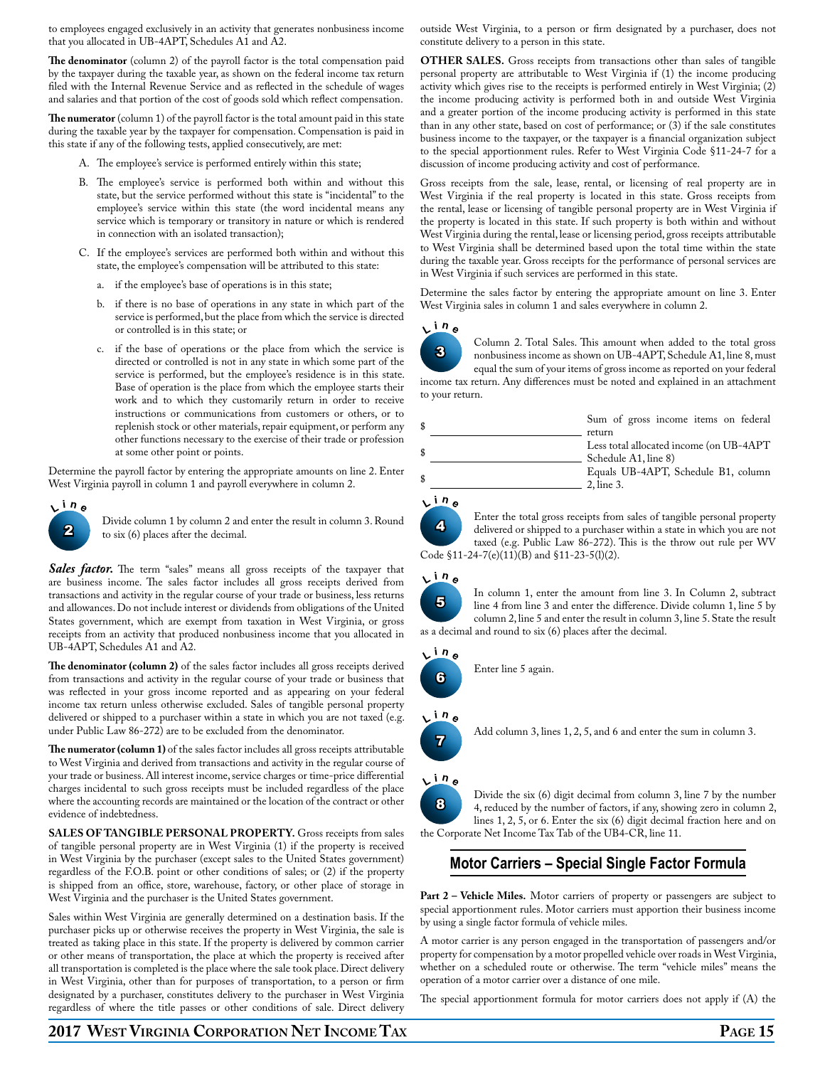to employees engaged exclusively in an activity that generates nonbusiness income that you allocated in UB-4APT, Schedules A1 and A2.

**The denominator** (column 2) of the payroll factor is the total compensation paid by the taxpayer during the taxable year, as shown on the federal income tax return filed with the Internal Revenue Service and as reflected in the schedule of wages and salaries and that portion of the cost of goods sold which reflect compensation.

**The numerator** (column 1) of the payroll factor is the total amount paid in this state during the taxable year by the taxpayer for compensation. Compensation is paid in this state if any of the following tests, applied consecutively, are met:

A. The employee's service is performed entirely within this state;

B. The employee's service is performed both within and without this state, but the service performed without this state is "incidental" to the employee's service within this state (the word incidental means any service which is temporary or transitory in nature or which is rendered in connection with an isolated transaction);

C. If the employee's services are performed both within and without this state, the employee's compensation will be attributed to this state:

   a. if the employee's base of operations is in this state;

   b. if there is no base of operations in any state in which part of the service is performed, but the place from which the service is directed or controlled is in this state; or

   c. if the base of operations or the place from which the service is directed or controlled is not in any state in which some part of the service is performed, but the employee's residence is in this state. Base of operation is the place from which the employee starts their work and to which they customarily return in order to receive instructions or communications from customers or others, or to replenish stock or other materials, repair equipment, or perform any other functions necessary to the exercise of their trade or profession at some other point or points.

Determine the payroll factor by entering the appropriate amounts on line 2. Enter West Virginia payroll in column 1 and payroll everywhere in column 2.

**Line 2** Divide column 1 by column 2 and enter the result in column 3. Round to six (6) places after the decimal.

***Sales factor.*** The term "sales" means all gross receipts of the taxpayer that are business income. The sales factor includes all gross receipts derived from transactions and activity in the regular course of your trade or business, less returns and allowances. Do not include interest or dividends from obligations of the United States government, which are exempt from taxation in West Virginia, or gross receipts from an activity that produced nonbusiness income that you allocated in UB-4APT, Schedules A1 and A2.

**The denominator (column 2)** of the sales factor includes all gross receipts derived from transactions and activity in the regular course of your trade or business that was reflected in your gross income reported and as appearing on your federal income tax return unless otherwise excluded. Sales of tangible personal property delivered or shipped to a purchaser within a state in which you are not taxed (e.g. under Public Law 86-272) are to be excluded from the denominator.

**The numerator (column 1)** of the sales factor includes all gross receipts attributable to West Virginia and derived from transactions and activity in the regular course of your trade or business. All interest income, service charges or time-price differential charges incidental to such gross receipts must be included regardless of the place where the accounting records are maintained or the location of the contract or other evidence of indebtedness.

**SALES OF TANGIBLE PERSONAL PROPERTY.** Gross receipts from sales of tangible personal property are in West Virginia (1) if the property is received in West Virginia by the purchaser (except sales to the United States government) regardless of the F.O.B. point or other conditions of sales; or (2) if the property is shipped from an office, store, warehouse, factory, or other place of storage in West Virginia and the purchaser is the United States government.

Sales within West Virginia are generally determined on a destination basis. If the purchaser picks up or otherwise receives the property in West Virginia, the sale is treated as taking place in this state. If the property is delivered by common carrier or other means of transportation, the place at which the property is received after all transportation is completed is the place where the sale took place. Direct delivery in West Virginia, other than for purposes of transportation, to a person or firm designated by a purchaser, constitutes delivery to the purchaser in West Virginia regardless of where the title passes or other conditions of sale. Direct delivery outside West Virginia, to a person or firm designated by a purchaser, does not constitute delivery to a person in this state.

**OTHER SALES.** Gross receipts from transactions other than sales of tangible personal property are attributable to West Virginia if (1) the income producing activity which gives rise to the receipts is performed entirely in West Virginia; (2) the income producing activity is performed both in and outside West Virginia and a greater portion of the income producing activity is performed in this state than in any other state, based on cost of performance; or (3) if the sale constitutes business income to the taxpayer, or the taxpayer is a financial organization subject to the special apportionment rules. Refer to West Virginia Code §11-24-7 for a discussion of income producing activity and cost of performance.

Gross receipts from the sale, lease, rental, or licensing of real property are in West Virginia if the real property is located in this state. Gross receipts from the rental, lease or licensing of tangible personal property are in West Virginia if the property is located in this state. If such property is both within and without West Virginia during the rental, lease or licensing period, gross receipts attributable to West Virginia shall be determined based upon the total time within the state during the taxable year. Gross receipts for the performance of personal services are in West Virginia if such services are performed in this state.

Determine the sales factor by entering the appropriate amount on line 3. Enter West Virginia sales in column 1 and sales everywhere in column 2.

**Line 3** Column 2. Total Sales. This amount when added to the total gross nonbusiness income as shown on UB-4APT, Schedule A1, line 8, must equal the sum of your items of gross income as reported on your federal income tax return. Any differences must be noted and explained in an attachment to your return.

| | |
|---|---|
| $ ____________ | Sum of gross income items on federal return |
| $ ____________ | Less total allocated income (on UB-4APT Schedule A1, line 8) |
| $ ____________ | Equals UB-4APT, Schedule B1, column 2, line 3. |

**Line 4** Enter the total gross receipts from sales of tangible personal property delivered or shipped to a purchaser within a state in which you are not taxed (e.g. Public Law 86-272). This is the throw out rule per WV Code §11-24-7(e)(11)(B) and §11-23-5(l)(2).

**Line 5** In column 1, enter the amount from line 3. In Column 2, subtract line 4 from line 3 and enter the difference. Divide column 1, line 5 by column 2, line 5 and enter the result in column 3, line 5. State the result as a decimal and round to six (6) places after the decimal.

**Line 6** Enter line 5 again.

**Line 7** Add column 3, lines 1, 2, 5, and 6 and enter the sum in column 3.

**Line 8** Divide the six (6) digit decimal from column 3, line 7 by the number 4, reduced by the number of factors, if any, showing zero in column 2, lines 1, 2, 5, or 6. Enter the six (6) digit decimal fraction here and on the Corporate Net Income Tax Tab of the UB4-CR, line 11.

## Motor Carriers – Special Single Factor Formula

**Part 2 – Vehicle Miles.** Motor carriers of property or passengers are subject to special apportionment rules. Motor carriers must apportion their business income by using a single factor formula of vehicle miles.

A motor carrier is any person engaged in the transportation of passengers and/or property for compensation by a motor propelled vehicle over roads in West Virginia, whether on a scheduled route or otherwise. The term "vehicle miles" means the operation of a motor carrier over a distance of one mile.

The special apportionment formula for motor carriers does not apply if (A) the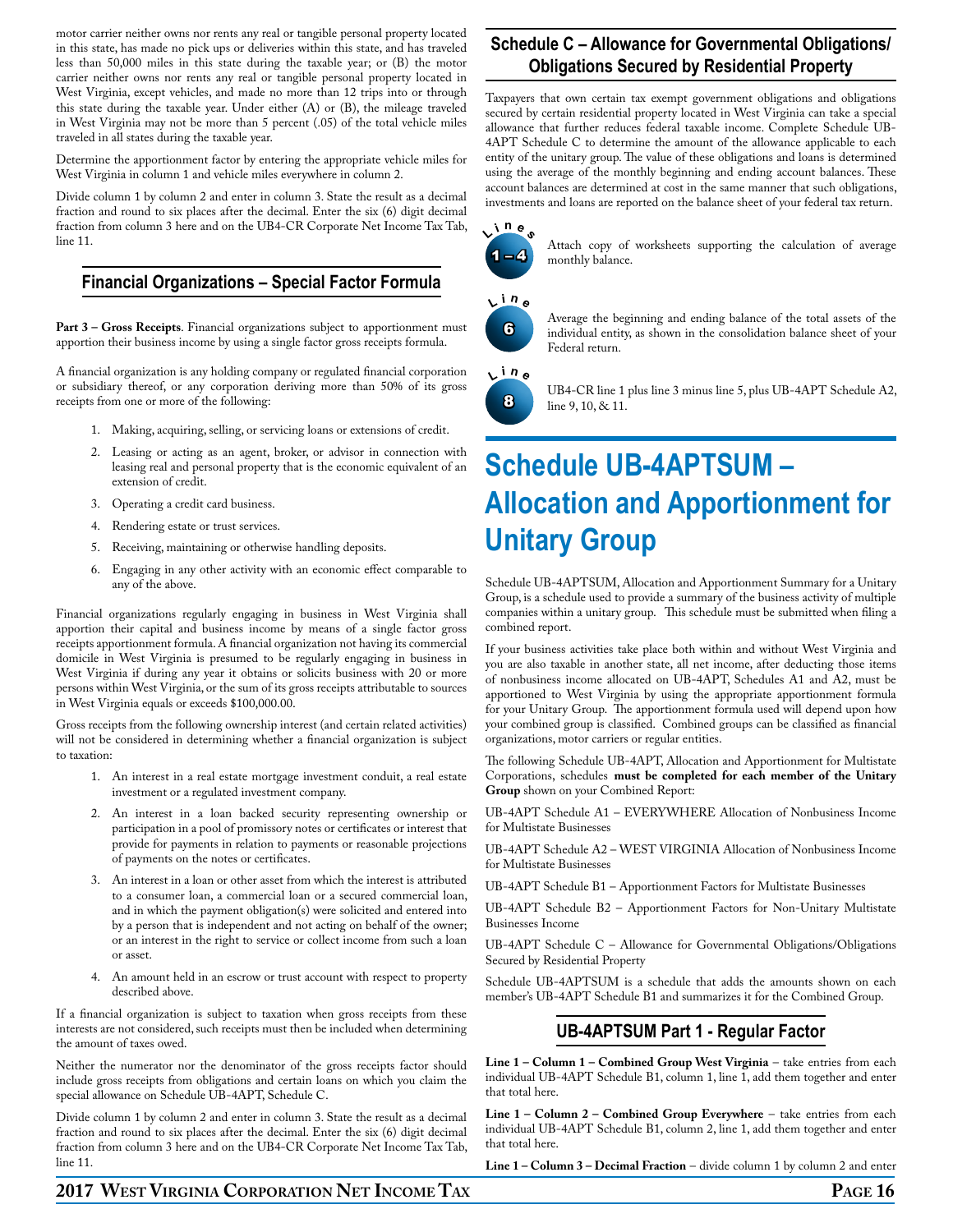motor carrier neither owns nor rents any real or tangible personal property located in this state, has made no pick ups or deliveries within this state, and has traveled less than 50,000 miles in this state during the taxable year; or (B) the motor carrier neither owns nor rents any real or tangible personal property located in West Virginia, except vehicles, and made no more than 12 trips into or through this state during the taxable year. Under either (A) or (B), the mileage traveled in West Virginia may not be more than 5 percent (.05) of the total vehicle miles traveled in all states during the taxable year.

Determine the apportionment factor by entering the appropriate vehicle miles for West Virginia in column 1 and vehicle miles everywhere in column 2.

Divide column 1 by column 2 and enter in column 3. State the result as a decimal fraction and round to six places after the decimal. Enter the six (6) digit decimal fraction from column 3 here and on the UB4-CR Corporate Net Income Tax Tab, line 11.

## Financial Organizations – Special Factor Formula

**Part 3 – Gross Receipts**. Financial organizations subject to apportionment must apportion their business income by using a single factor gross receipts formula.

A financial organization is any holding company or regulated financial corporation or subsidiary thereof, or any corporation deriving more than 50% of its gross receipts from one or more of the following:

1. Making, acquiring, selling, or servicing loans or extensions of credit.
2. Leasing or acting as an agent, broker, or advisor in connection with leasing real and personal property that is the economic equivalent of an extension of credit.
3. Operating a credit card business.
4. Rendering estate or trust services.
5. Receiving, maintaining or otherwise handling deposits.
6. Engaging in any other activity with an economic effect comparable to any of the above.

Financial organizations regularly engaging in business in West Virginia shall apportion their capital and business income by means of a single factor gross receipts apportionment formula. A financial organization not having its commercial domicile in West Virginia is presumed to be regularly engaging in business in West Virginia if during any year it obtains or solicits business with 20 or more persons within West Virginia, or the sum of its gross receipts attributable to sources in West Virginia equals or exceeds $100,000.00.

Gross receipts from the following ownership interest (and certain related activities) will not be considered in determining whether a financial organization is subject to taxation:

1. An interest in a real estate mortgage investment conduit, a real estate investment or a regulated investment company.
2. An interest in a loan backed security representing ownership or participation in a pool of promissory notes or certificates or interest that provide for payments in relation to payments or reasonable projections of payments on the notes or certificates.
3. An interest in a loan or other asset from which the interest is attributed to a consumer loan, a commercial loan or a secured commercial loan, and in which the payment obligation(s) were solicited and entered into by a person that is independent and not acting on behalf of the owner; or an interest in the right to service or collect income from such a loan or asset.
4. An amount held in an escrow or trust account with respect to property described above.

If a financial organization is subject to taxation when gross receipts from these interests are not considered, such receipts must then be included when determining the amount of taxes owed.

Neither the numerator nor the denominator of the gross receipts factor should include gross receipts from obligations and certain loans on which you claim the special allowance on Schedule UB-4APT, Schedule C.

Divide column 1 by column 2 and enter in column 3. State the result as a decimal fraction and round to six places after the decimal. Enter the six (6) digit decimal fraction from column 3 here and on the UB4-CR Corporate Net Income Tax Tab, line 11.

## Schedule C – Allowance for Governmental Obligations/ Obligations Secured by Residential Property

Taxpayers that own certain tax exempt government obligations and obligations secured by certain residential property located in West Virginia can take a special allowance that further reduces federal taxable income. Complete Schedule UB-4APT Schedule C to determine the amount of the allowance applicable to each entity of the unitary group. The value of these obligations and loans is determined using the average of the monthly beginning and ending account balances. These account balances are determined at cost in the same manner that such obligations, investments and loans are reported on the balance sheet of your federal tax return.

**Lines 1 – 4** Attach copy of worksheets supporting the calculation of average monthly balance.

**Line 6** Average the beginning and ending balance of the total assets of the individual entity, as shown in the consolidation balance sheet of your Federal return.

**Line 8** UB4-CR line 1 plus line 3 minus line 5, plus UB-4APT Schedule A2, line 9, 10, & 11.

# Schedule UB-4APTSUM – Allocation and Apportionment for Unitary Group

Schedule UB-4APTSUM, Allocation and Apportionment Summary for a Unitary Group, is a schedule used to provide a summary of the business activity of multiple companies within a unitary group. This schedule must be submitted when filing a combined report.

If your business activities take place both within and without West Virginia and you are also taxable in another state, all net income, after deducting those items of nonbusiness income allocated on UB-4APT, Schedules A1 and A2, must be apportioned to West Virginia by using the appropriate apportionment formula for your Unitary Group. The apportionment formula used will depend upon how your combined group is classified. Combined groups can be classified as financial organizations, motor carriers or regular entities.

The following Schedule UB-4APT, Allocation and Apportionment for Multistate Corporations, schedules **must be completed for each member of the Unitary Group** shown on your Combined Report:

UB-4APT Schedule A1 – EVERYWHERE Allocation of Nonbusiness Income for Multistate Businesses

UB-4APT Schedule A2 – WEST VIRGINIA Allocation of Nonbusiness Income for Multistate Businesses

UB-4APT Schedule B1 – Apportionment Factors for Multistate Businesses

UB-4APT Schedule B2 – Apportionment Factors for Non-Unitary Multistate Businesses Income

UB-4APT Schedule C – Allowance for Governmental Obligations/Obligations Secured by Residential Property

Schedule UB-4APTSUM is a schedule that adds the amounts shown on each member's UB-4APT Schedule B1 and summarizes it for the Combined Group.

## UB-4APTSUM Part 1 - Regular Factor

**Line 1 – Column 1 – Combined Group West Virginia** – take entries from each individual UB-4APT Schedule B1, column 1, line 1, add them together and enter that total here.

**Line 1 – Column 2 – Combined Group Everywhere** – take entries from each individual UB-4APT Schedule B1, column 2, line 1, add them together and enter that total here.

**Line 1 – Column 3 – Decimal Fraction** – divide column 1 by column 2 and enter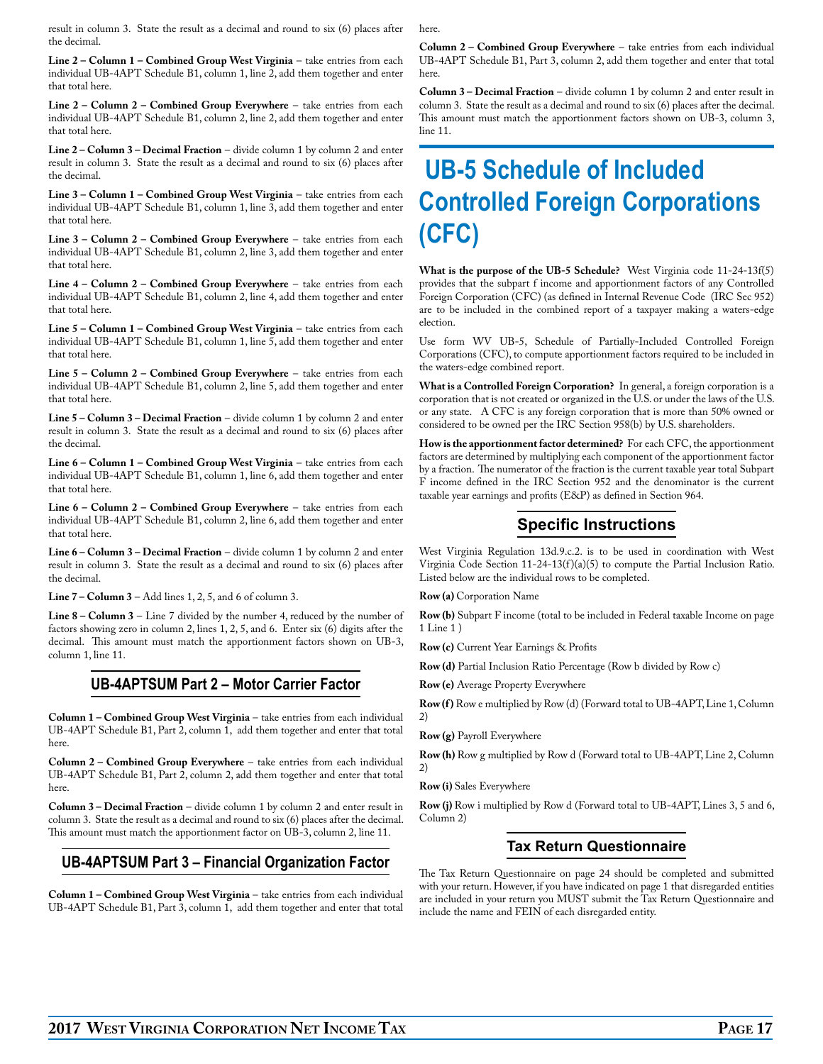result in column 3. State the result as a decimal and round to six (6) places after the decimal.

**Line 2 – Column 1 – Combined Group West Virginia** – take entries from each individual UB-4APT Schedule B1, column 1, line 2, add them together and enter that total here.

**Line 2 – Column 2 – Combined Group Everywhere** – take entries from each individual UB-4APT Schedule B1, column 2, line 2, add them together and enter that total here.

**Line 2 – Column 3 – Decimal Fraction** – divide column 1 by column 2 and enter result in column 3. State the result as a decimal and round to six (6) places after the decimal.

**Line 3 – Column 1 – Combined Group West Virginia** – take entries from each individual UB-4APT Schedule B1, column 1, line 3, add them together and enter that total here.

**Line 3 – Column 2 – Combined Group Everywhere** – take entries from each individual UB-4APT Schedule B1, column 2, line 3, add them together and enter that total here.

**Line 4 – Column 2 – Combined Group Everywhere** – take entries from each individual UB-4APT Schedule B1, column 2, line 4, add them together and enter that total here.

**Line 5 – Column 1 – Combined Group West Virginia** – take entries from each individual UB-4APT Schedule B1, column 1, line 5, add them together and enter that total here.

**Line 5 – Column 2 – Combined Group Everywhere** – take entries from each individual UB-4APT Schedule B1, column 2, line 5, add them together and enter that total here.

**Line 5 – Column 3 – Decimal Fraction** – divide column 1 by column 2 and enter result in column 3. State the result as a decimal and round to six (6) places after the decimal.

**Line 6 – Column 1 – Combined Group West Virginia** – take entries from each individual UB-4APT Schedule B1, column 1, line 6, add them together and enter that total here.

**Line 6 – Column 2 – Combined Group Everywhere** – take entries from each individual UB-4APT Schedule B1, column 2, line 6, add them together and enter that total here.

**Line 6 – Column 3 – Decimal Fraction** – divide column 1 by column 2 and enter result in column 3. State the result as a decimal and round to six (6) places after the decimal.

**Line 7 – Column 3** – Add lines 1, 2, 5, and 6 of column 3.

**Line 8 – Column 3** – Line 7 divided by the number 4, reduced by the number of factors showing zero in column 2, lines 1, 2, 5, and 6. Enter six (6) digits after the decimal. This amount must match the apportionment factors shown on UB-3, column 1, line 11.

### UB-4APTSUM Part 2 – Motor Carrier Factor

**Column 1 – Combined Group West Virginia** – take entries from each individual UB-4APT Schedule B1, Part 2, column 1, add them together and enter that total here.

**Column 2 – Combined Group Everywhere** – take entries from each individual UB-4APT Schedule B1, Part 2, column 2, add them together and enter that total here.

**Column 3 – Decimal Fraction** – divide column 1 by column 2 and enter result in column 3. State the result as a decimal and round to six (6) places after the decimal. This amount must match the apportionment factor on UB-3, column 2, line 11.

### UB-4APTSUM Part 3 – Financial Organization Factor

**Column 1 – Combined Group West Virginia** – take entries from each individual UB-4APT Schedule B1, Part 3, column 1, add them together and enter that total here.

**Column 2 – Combined Group Everywhere** – take entries from each individual UB-4APT Schedule B1, Part 3, column 2, add them together and enter that total here.

**Column 3 – Decimal Fraction** – divide column 1 by column 2 and enter result in column 3. State the result as a decimal and round to six (6) places after the decimal. This amount must match the apportionment factors shown on UB-3, column 3, line 11.

# UB-5 Schedule of Included Controlled Foreign Corporations (CFC)

**What is the purpose of the UB-5 Schedule?** West Virginia code 11-24-13f(5) provides that the subpart f income and apportionment factors of any Controlled Foreign Corporation (CFC) (as defined in Internal Revenue Code (IRC Sec 952) are to be included in the combined report of a taxpayer making a waters-edge election.

Use form WV UB-5, Schedule of Partially-Included Controlled Foreign Corporations (CFC), to compute apportionment factors required to be included in the waters-edge combined report.

**What is a Controlled Foreign Corporation?** In general, a foreign corporation is a corporation that is not created or organized in the U.S. or under the laws of the U.S. or any state. A CFC is any foreign corporation that is more than 50% owned or considered to be owned per the IRC Section 958(b) by U.S. shareholders.

**How is the apportionment factor determined?** For each CFC, the apportionment factors are determined by multiplying each component of the apportionment factor by a fraction. The numerator of the fraction is the current taxable year total Subpart F income defined in the IRC Section 952 and the denominator is the current taxable year earnings and profits (E&P) as defined in Section 964.

### Specific Instructions

West Virginia Regulation 13d.9.c.2. is to be used in coordination with West Virginia Code Section 11-24-13(f)(a)(5) to compute the Partial Inclusion Ratio. Listed below are the individual rows to be completed.

**Row (a)** Corporation Name

**Row (b)** Subpart F income (total to be included in Federal taxable Income on page 1 Line 1 )

**Row (c)** Current Year Earnings & Profits

**Row (d)** Partial Inclusion Ratio Percentage (Row b divided by Row c)

**Row (e)** Average Property Everywhere

**Row (f)** Row e multiplied by Row (d) (Forward total to UB-4APT, Line 1, Column 2)

**Row (g)** Payroll Everywhere

**Row (h)** Row g multiplied by Row d (Forward total to UB-4APT, Line 2, Column 2)

**Row (i)** Sales Everywhere

**Row (j)** Row i multiplied by Row d (Forward total to UB-4APT, Lines 3, 5 and 6, Column 2)

### Tax Return Questionnaire

The Tax Return Questionnaire on page 24 should be completed and submitted with your return. However, if you have indicated on page 1 that disregarded entities are included in your return you MUST submit the Tax Return Questionnaire and include the name and FEIN of each disregarded entity.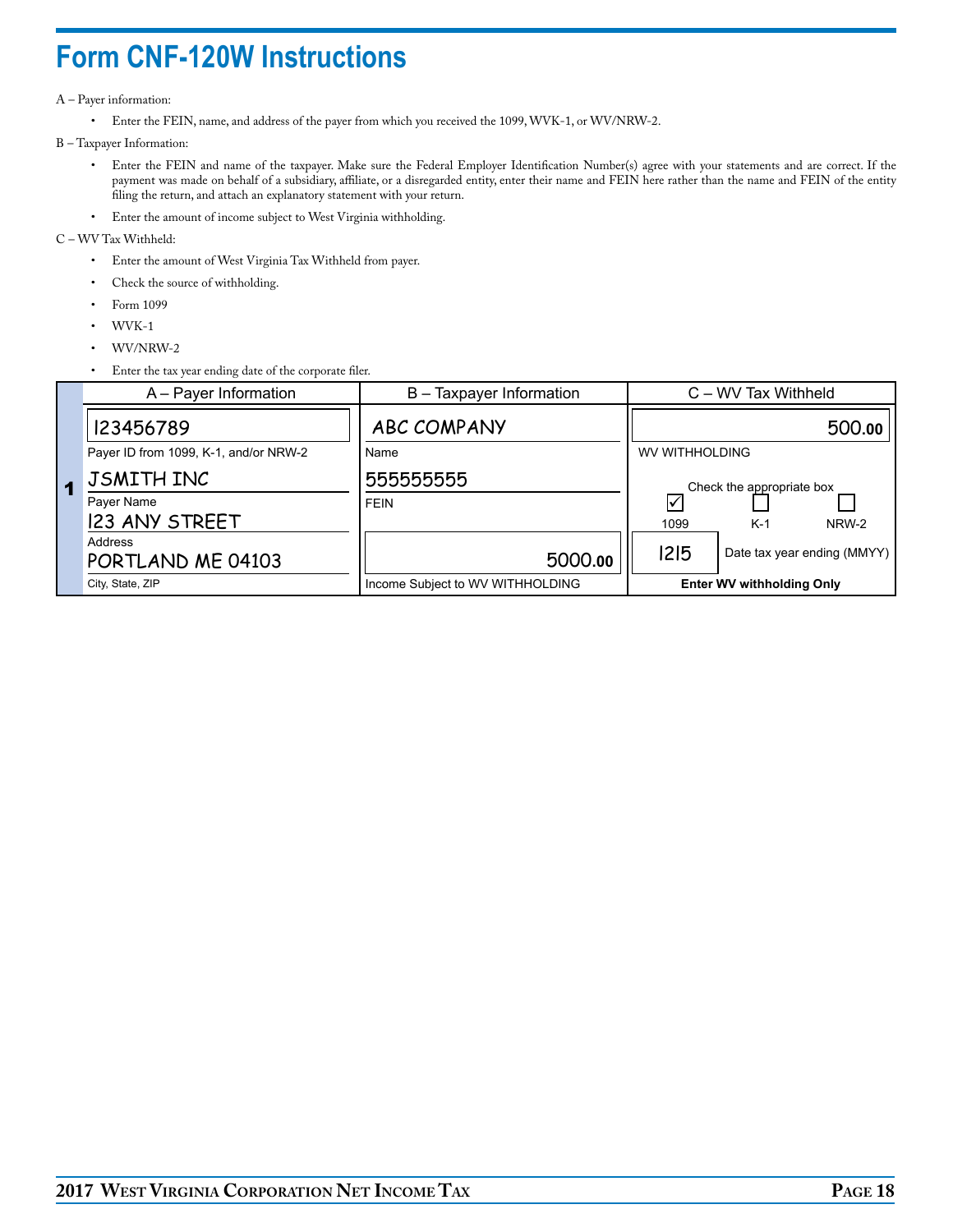# Form CNF-120W Instructions

A – Payer information:

- Enter the FEIN, name, and address of the payer from which you received the 1099, WVK-1, or WV/NRW-2.

B – Taxpayer Information:

- Enter the FEIN and name of the taxpayer. Make sure the Federal Employer Identification Number(s) agree with your statements and are correct. If the payment was made on behalf of a subsidiary, affiliate, or a disregarded entity, enter their name and FEIN here rather than the name and FEIN of the entity filing the return, and attach an explanatory statement with your return.
- Enter the amount of income subject to West Virginia withholding.

C – WV Tax Withheld:

- Enter the amount of West Virginia Tax Withheld from payer.
- Check the source of withholding.
- Form 1099
- WVK-1
- WV/NRW-2
- Enter the tax year ending date of the corporate filer.

| | A – Payer Information | B – Taxpayer Information | C – WV Tax Withheld |
|---|---|---|---|
| 1 | 123456789<br>Payer ID from 1099, K-1, and/or NRW-2 | ABC COMPANY<br>Name | 500.00<br>WV WITHHOLDING |
| | JSMITH INC<br>Payer Name | 555555555<br>FEIN | Check the appropriate box<br>☑ 1099 ☐ K-1 ☐ NRW-2 |
| | 123 ANY STREET<br>Address | | |
| | PORTLAND ME 04103<br>City, State, ZIP | 5000.00<br>Income Subject to WV WITHHOLDING | 1215 Date tax year ending (MMYY)<br>**Enter WV withholding Only** |